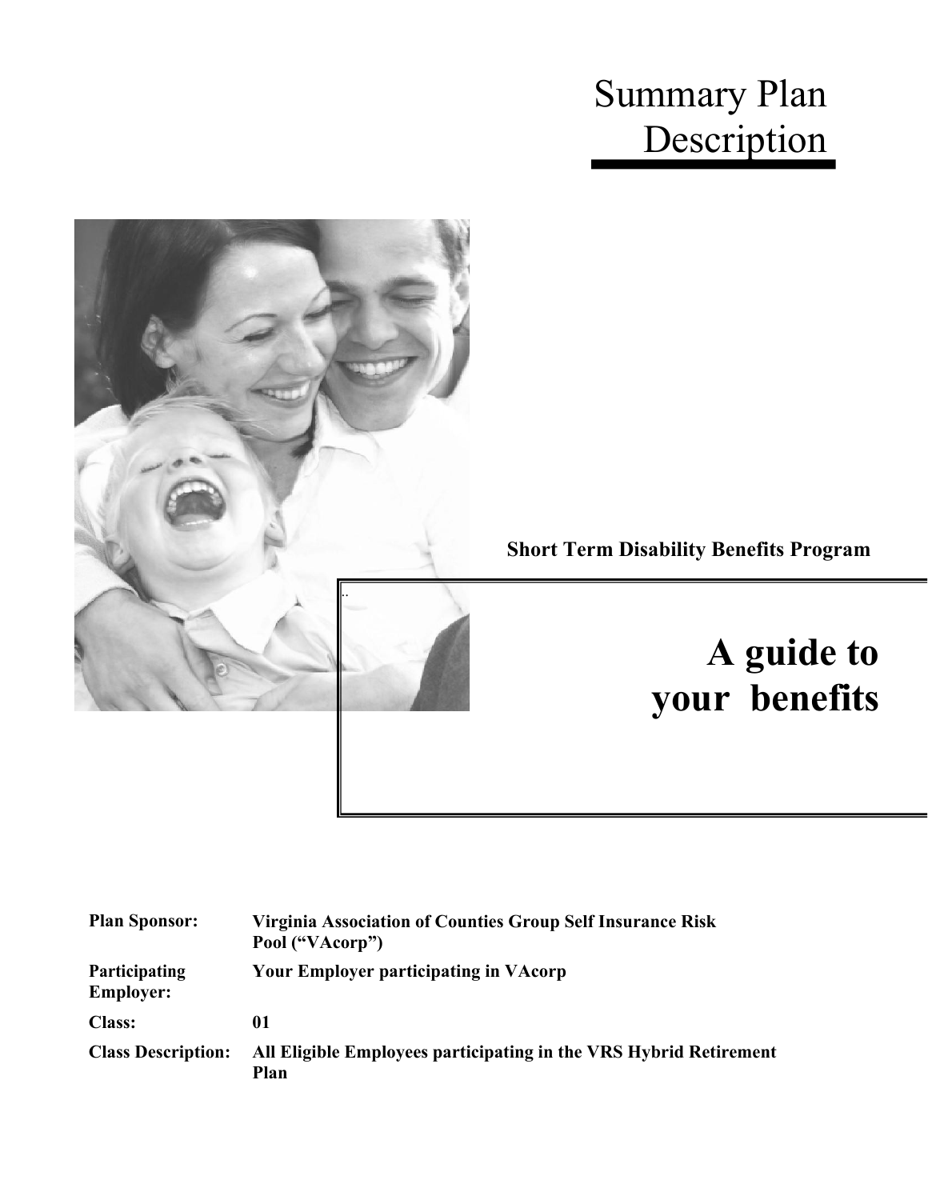# Summary Plan Description

**Short Term Disability Benefits Program**

# A guide to your benefits

| | |
|---|---|
| **Plan Sponsor:** | **Virginia Association of Counties Group Self Insurance Risk Pool ("VAcorp")** |
| **Participating Employer:** | **Your Employer participating in VAcorp** |
| **Class:** | **01** |
| **Class Description:** | **All Eligible Employees participating in the VRS Hybrid Retirement Plan** |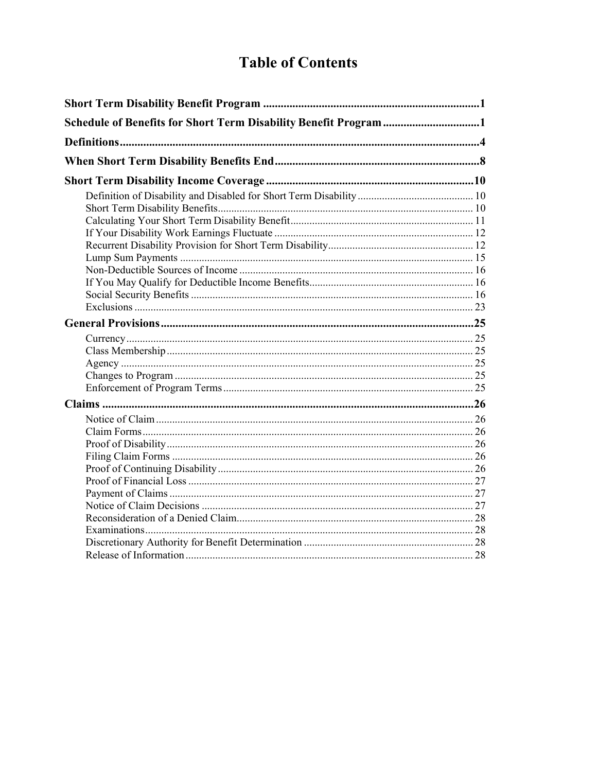# Table of Contents

**Short Term Disability Benefit Program** ........................................................................ 1

**Schedule of Benefits for Short Term Disability Benefit Program** ................................ 1

**Definitions** .......................................................................................................................... 4

**When Short Term Disability Benefits End** ..................................................................... 8

**Short Term Disability Income Coverage** ...................................................................... 10

- Definition of Disability and Disabled for Short Term Disability .......................................... 10
- Short Term Disability Benefits ............................................................................................. 10
- Calculating Your Short Term Disability Benefit ................................................................... 11
- If Your Disability Work Earnings Fluctuate ......................................................................... 12
- Recurrent Disability Provision for Short Term Disability ..................................................... 12
- Lump Sum Payments ........................................................................................................... 15
- Non-Deductible Sources of Income ...................................................................................... 16
- If You May Qualify for Deductible Income Benefits ............................................................ 16
- Social Security Benefits ....................................................................................................... 16
- Exclusions ............................................................................................................................ 23

**General Provisions** .......................................................................................................... 25

- Currency ............................................................................................................................... 25
- Class Membership ................................................................................................................ 25
- Agency ................................................................................................................................. 25
- Changes to Program ............................................................................................................. 25
- Enforcement of Program Terms ............................................................................................ 25

**Claims** ............................................................................................................................... 26

- Notice of Claim .................................................................................................................... 26
- Claim Forms ......................................................................................................................... 26
- Proof of Disability ................................................................................................................ 26
- Filing Claim Forms .............................................................................................................. 26
- Proof of Continuing Disability ............................................................................................. 26
- Proof of Financial Loss ........................................................................................................ 27
- Payment of Claims ............................................................................................................... 27
- Notice of Claim Decisions .................................................................................................... 27
- Reconsideration of a Denied Claim ....................................................................................... 28
- Examinations ........................................................................................................................ 28
- Discretionary Authority for Benefit Determination .............................................................. 28
- Release of Information ......................................................................................................... 28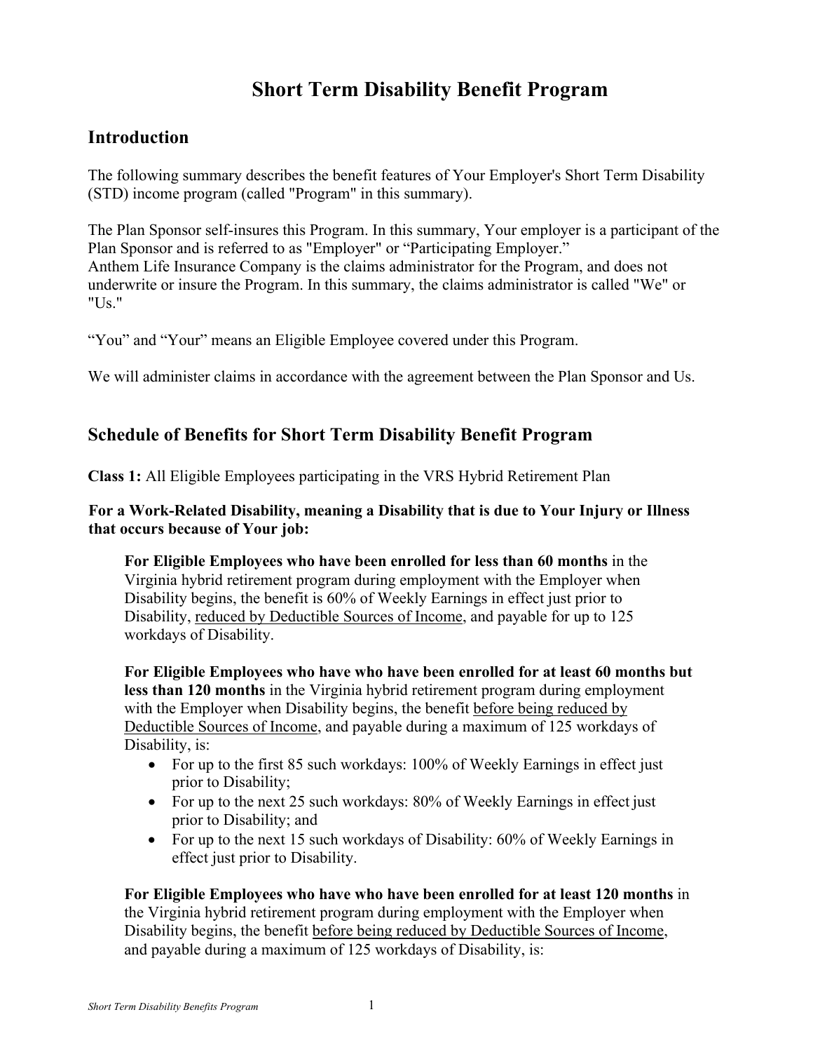# Short Term Disability Benefit Program

## Introduction

The following summary describes the benefit features of Your Employer's Short Term Disability (STD) income program (called "Program" in this summary).

The Plan Sponsor self-insures this Program. In this summary, Your employer is a participant of the Plan Sponsor and is referred to as "Employer" or "Participating Employer."
Anthem Life Insurance Company is the claims administrator for the Program, and does not underwrite or insure the Program. In this summary, the claims administrator is called "We" or "Us."

"You" and "Your" means an Eligible Employee covered under this Program.

We will administer claims in accordance with the agreement between the Plan Sponsor and Us.

## Schedule of Benefits for Short Term Disability Benefit Program

**Class 1:** All Eligible Employees participating in the VRS Hybrid Retirement Plan

**For a Work-Related Disability, meaning a Disability that is due to Your Injury or Illness that occurs because of Your job:**

**For Eligible Employees who have been enrolled for less than 60 months** in the Virginia hybrid retirement program during employment with the Employer when Disability begins, the benefit is 60% of Weekly Earnings in effect just prior to Disability, reduced by Deductible Sources of Income, and payable for up to 125 workdays of Disability.

**For Eligible Employees who have who have been enrolled for at least 60 months but less than 120 months** in the Virginia hybrid retirement program during employment with the Employer when Disability begins, the benefit before being reduced by Deductible Sources of Income, and payable during a maximum of 125 workdays of Disability, is:

- For up to the first 85 such workdays: 100% of Weekly Earnings in effect just prior to Disability;
- For up to the next 25 such workdays: 80% of Weekly Earnings in effect just prior to Disability; and
- For up to the next 15 such workdays of Disability: 60% of Weekly Earnings in effect just prior to Disability.

**For Eligible Employees who have who have been enrolled for at least 120 months** in the Virginia hybrid retirement program during employment with the Employer when Disability begins, the benefit before being reduced by Deductible Sources of Income, and payable during a maximum of 125 workdays of Disability, is: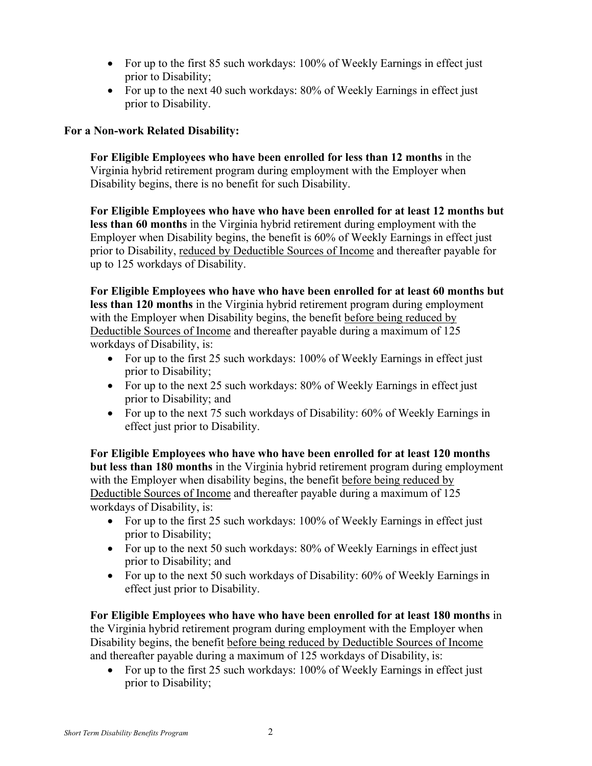- For up to the first 85 such workdays: 100% of Weekly Earnings in effect just prior to Disability;
- For up to the next 40 such workdays: 80% of Weekly Earnings in effect just prior to Disability.

**For a Non-work Related Disability:**

**For Eligible Employees who have been enrolled for less than 12 months** in the Virginia hybrid retirement program during employment with the Employer when Disability begins, there is no benefit for such Disability.

**For Eligible Employees who have who have been enrolled for at least 12 months but less than 60 months** in the Virginia hybrid retirement during employment with the Employer when Disability begins, the benefit is 60% of Weekly Earnings in effect just prior to Disability, <u>reduced by Deductible Sources of Income</u> and thereafter payable for up to 125 workdays of Disability.

**For Eligible Employees who have who have been enrolled for at least 60 months but less than 120 months** in the Virginia hybrid retirement program during employment with the Employer when Disability begins, the benefit <u>before being reduced by Deductible Sources of Income</u> and thereafter payable during a maximum of 125 workdays of Disability, is:

- For up to the first 25 such workdays: 100% of Weekly Earnings in effect just prior to Disability;
- For up to the next 25 such workdays: 80% of Weekly Earnings in effect just prior to Disability; and
- For up to the next 75 such workdays of Disability: 60% of Weekly Earnings in effect just prior to Disability.

**For Eligible Employees who have who have been enrolled for at least 120 months but less than 180 months** in the Virginia hybrid retirement program during employment with the Employer when disability begins, the benefit <u>before being reduced by Deductible Sources of Income</u> and thereafter payable during a maximum of 125 workdays of Disability, is:

- For up to the first 25 such workdays: 100% of Weekly Earnings in effect just prior to Disability;
- For up to the next 50 such workdays: 80% of Weekly Earnings in effect just prior to Disability; and
- For up to the next 50 such workdays of Disability: 60% of Weekly Earnings in effect just prior to Disability.

**For Eligible Employees who have who have been enrolled for at least 180 months** in the Virginia hybrid retirement program during employment with the Employer when Disability begins, the benefit <u>before being reduced by Deductible Sources of Income</u> and thereafter payable during a maximum of 125 workdays of Disability, is:

- For up to the first 25 such workdays: 100% of Weekly Earnings in effect just prior to Disability;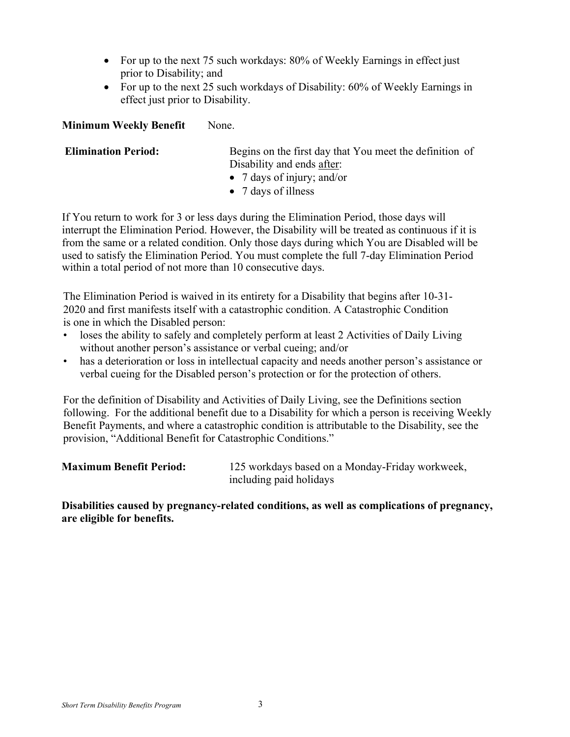- For up to the next 75 such workdays: 80% of Weekly Earnings in effect just prior to Disability; and
- For up to the next 25 such workdays of Disability: 60% of Weekly Earnings in effect just prior to Disability.

**Minimum Weekly Benefit** None.

**Elimination Period:** Begins on the first day that You meet the definition of Disability and ends <u>after</u>:

- 7 days of injury; and/or
- 7 days of illness

If You return to work for 3 or less days during the Elimination Period, those days will interrupt the Elimination Period. However, the Disability will be treated as continuous if it is from the same or a related condition. Only those days during which You are Disabled will be used to satisfy the Elimination Period. You must complete the full 7-day Elimination Period within a total period of not more than 10 consecutive days.

The Elimination Period is waived in its entirety for a Disability that begins after 10-31-2020 and first manifests itself with a catastrophic condition. A Catastrophic Condition is one in which the Disabled person:

- loses the ability to safely and completely perform at least 2 Activities of Daily Living without another person's assistance or verbal cueing; and/or
- has a deterioration or loss in intellectual capacity and needs another person's assistance or verbal cueing for the Disabled person's protection or for the protection of others.

For the definition of Disability and Activities of Daily Living, see the Definitions section following. For the additional benefit due to a Disability for which a person is receiving Weekly Benefit Payments, and where a catastrophic condition is attributable to the Disability, see the provision, "Additional Benefit for Catastrophic Conditions."

**Maximum Benefit Period:** 125 workdays based on a Monday-Friday workweek, including paid holidays

**Disabilities caused by pregnancy-related conditions, as well as complications of pregnancy, are eligible for benefits.**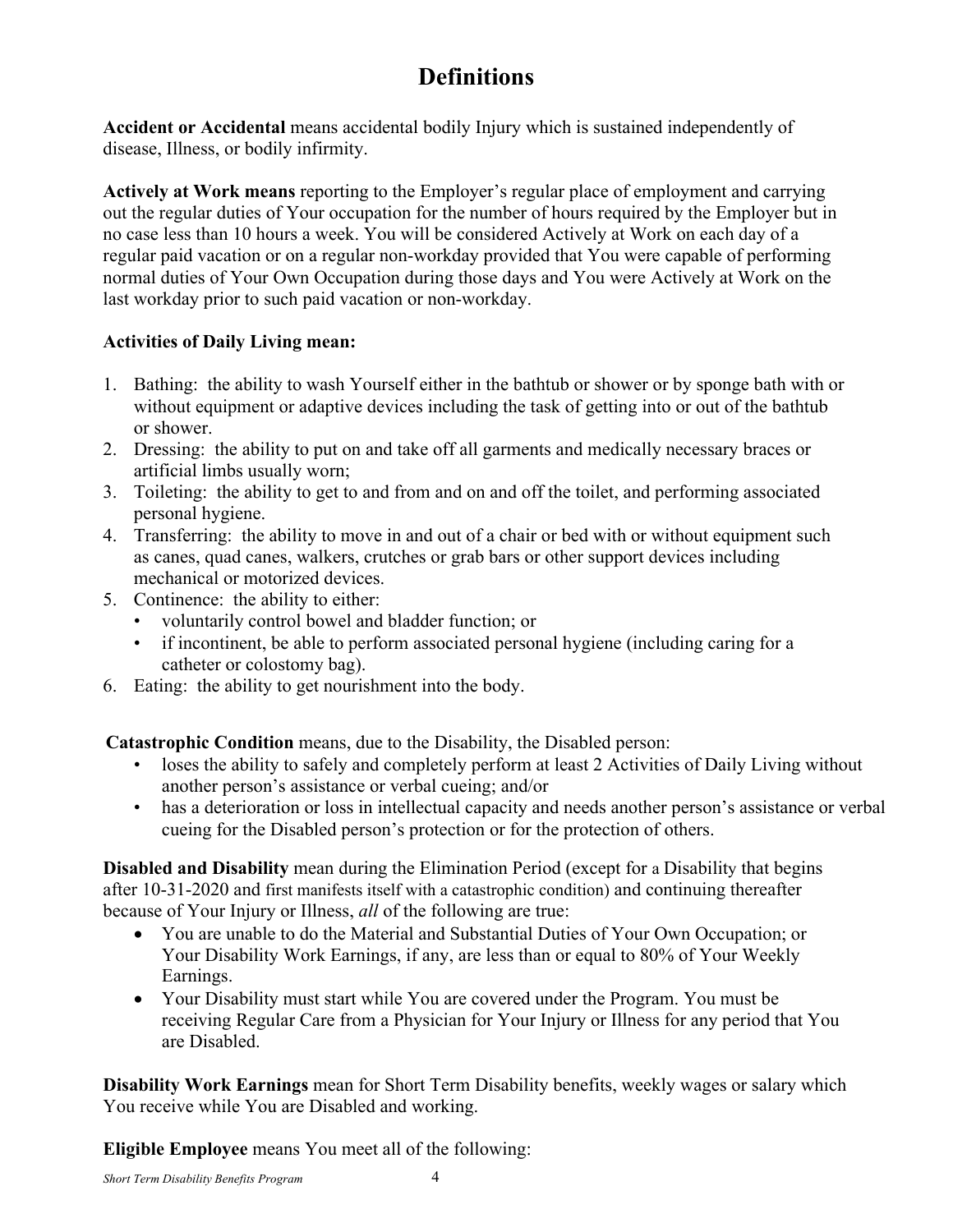# Definitions

**Accident or Accidental** means accidental bodily Injury which is sustained independently of disease, Illness, or bodily infirmity.

**Actively at Work means** reporting to the Employer's regular place of employment and carrying out the regular duties of Your occupation for the number of hours required by the Employer but in no case less than 10 hours a week. You will be considered Actively at Work on each day of a regular paid vacation or on a regular non-workday provided that You were capable of performing normal duties of Your Own Occupation during those days and You were Actively at Work on the last workday prior to such paid vacation or non-workday.

**Activities of Daily Living mean:**

1. Bathing: the ability to wash Yourself either in the bathtub or shower or by sponge bath with or without equipment or adaptive devices including the task of getting into or out of the bathtub or shower.
2. Dressing: the ability to put on and take off all garments and medically necessary braces or artificial limbs usually worn;
3. Toileting: the ability to get to and from and on and off the toilet, and performing associated personal hygiene.
4. Transferring: the ability to move in and out of a chair or bed with or without equipment such as canes, quad canes, walkers, crutches or grab bars or other support devices including mechanical or motorized devices.
5. Continence: the ability to either:
   - voluntarily control bowel and bladder function; or
   - if incontinent, be able to perform associated personal hygiene (including caring for a catheter or colostomy bag).
6. Eating: the ability to get nourishment into the body.

**Catastrophic Condition** means, due to the Disability, the Disabled person:

- loses the ability to safely and completely perform at least 2 Activities of Daily Living without another person's assistance or verbal cueing; and/or
- has a deterioration or loss in intellectual capacity and needs another person's assistance or verbal cueing for the Disabled person's protection or for the protection of others.

**Disabled and Disability** mean during the Elimination Period (except for a Disability that begins after 10-31-2020 and first manifests itself with a catastrophic condition) and continuing thereafter because of Your Injury or Illness, *all* of the following are true:

- You are unable to do the Material and Substantial Duties of Your Own Occupation; or Your Disability Work Earnings, if any, are less than or equal to 80% of Your Weekly Earnings.
- Your Disability must start while You are covered under the Program. You must be receiving Regular Care from a Physician for Your Injury or Illness for any period that You are Disabled.

**Disability Work Earnings** mean for Short Term Disability benefits, weekly wages or salary which You receive while You are Disabled and working.

**Eligible Employee** means You meet all of the following: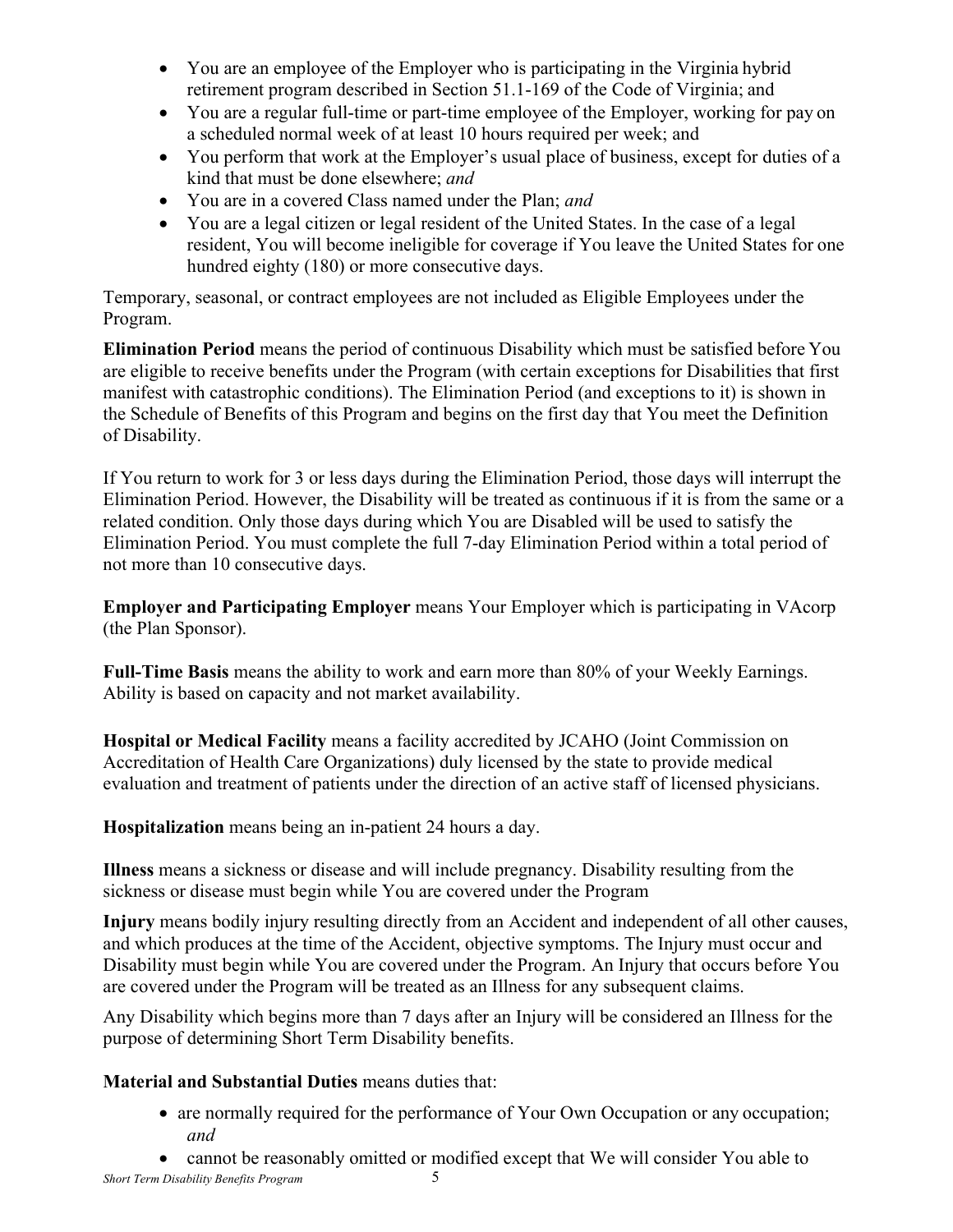- You are an employee of the Employer who is participating in the Virginia hybrid retirement program described in Section 51.1-169 of the Code of Virginia; and
- You are a regular full-time or part-time employee of the Employer, working for pay on a scheduled normal week of at least 10 hours required per week; and
- You perform that work at the Employer's usual place of business, except for duties of a kind that must be done elsewhere; *and*
- You are in a covered Class named under the Plan; *and*
- You are a legal citizen or legal resident of the United States. In the case of a legal resident, You will become ineligible for coverage if You leave the United States for one hundred eighty (180) or more consecutive days.

Temporary, seasonal, or contract employees are not included as Eligible Employees under the Program.

**Elimination Period** means the period of continuous Disability which must be satisfied before You are eligible to receive benefits under the Program (with certain exceptions for Disabilities that first manifest with catastrophic conditions). The Elimination Period (and exceptions to it) is shown in the Schedule of Benefits of this Program and begins on the first day that You meet the Definition of Disability.

If You return to work for 3 or less days during the Elimination Period, those days will interrupt the Elimination Period. However, the Disability will be treated as continuous if it is from the same or a related condition. Only those days during which You are Disabled will be used to satisfy the Elimination Period. You must complete the full 7-day Elimination Period within a total period of not more than 10 consecutive days.

**Employer and Participating Employer** means Your Employer which is participating in VAcorp (the Plan Sponsor).

**Full-Time Basis** means the ability to work and earn more than 80% of your Weekly Earnings. Ability is based on capacity and not market availability.

**Hospital or Medical Facility** means a facility accredited by JCAHO (Joint Commission on Accreditation of Health Care Organizations) duly licensed by the state to provide medical evaluation and treatment of patients under the direction of an active staff of licensed physicians.

**Hospitalization** means being an in-patient 24 hours a day.

**Illness** means a sickness or disease and will include pregnancy. Disability resulting from the sickness or disease must begin while You are covered under the Program

**Injury** means bodily injury resulting directly from an Accident and independent of all other causes, and which produces at the time of the Accident, objective symptoms. The Injury must occur and Disability must begin while You are covered under the Program. An Injury that occurs before You are covered under the Program will be treated as an Illness for any subsequent claims.

Any Disability which begins more than 7 days after an Injury will be considered an Illness for the purpose of determining Short Term Disability benefits.

**Material and Substantial Duties** means duties that:

- are normally required for the performance of Your Own Occupation or any occupation; *and*
- cannot be reasonably omitted or modified except that We will consider You able to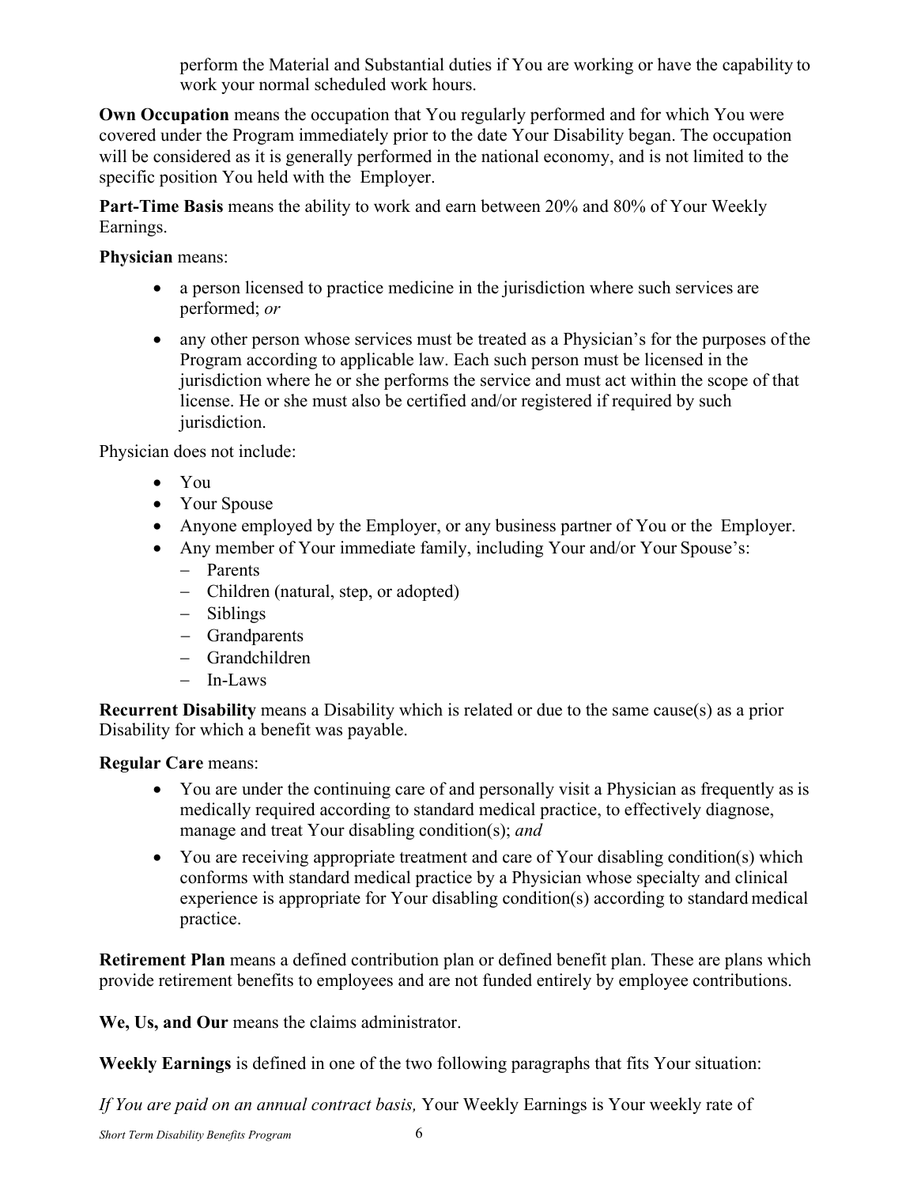perform the Material and Substantial duties if You are working or have the capability to work your normal scheduled work hours.

**Own Occupation** means the occupation that You regularly performed and for which You were covered under the Program immediately prior to the date Your Disability began. The occupation will be considered as it is generally performed in the national economy, and is not limited to the specific position You held with the Employer.

**Part-Time Basis** means the ability to work and earn between 20% and 80% of Your Weekly Earnings.

**Physician** means:

- a person licensed to practice medicine in the jurisdiction where such services are performed; *or*
- any other person whose services must be treated as a Physician's for the purposes of the Program according to applicable law. Each such person must be licensed in the jurisdiction where he or she performs the service and must act within the scope of that license. He or she must also be certified and/or registered if required by such jurisdiction.

Physician does not include:

- You
- Your Spouse
- Anyone employed by the Employer, or any business partner of You or the Employer.
- Any member of Your immediate family, including Your and/or Your Spouse's:
  - Parents
  - Children (natural, step, or adopted)
  - Siblings
  - Grandparents
  - Grandchildren
  - In-Laws

**Recurrent Disability** means a Disability which is related or due to the same cause(s) as a prior Disability for which a benefit was payable.

**Regular Care** means:

- You are under the continuing care of and personally visit a Physician as frequently as is medically required according to standard medical practice, to effectively diagnose, manage and treat Your disabling condition(s); *and*
- You are receiving appropriate treatment and care of Your disabling condition(s) which conforms with standard medical practice by a Physician whose specialty and clinical experience is appropriate for Your disabling condition(s) according to standard medical practice.

**Retirement Plan** means a defined contribution plan or defined benefit plan. These are plans which provide retirement benefits to employees and are not funded entirely by employee contributions.

**We, Us, and Our** means the claims administrator.

**Weekly Earnings** is defined in one of the two following paragraphs that fits Your situation:

*If You are paid on an annual contract basis,* Your Weekly Earnings is Your weekly rate of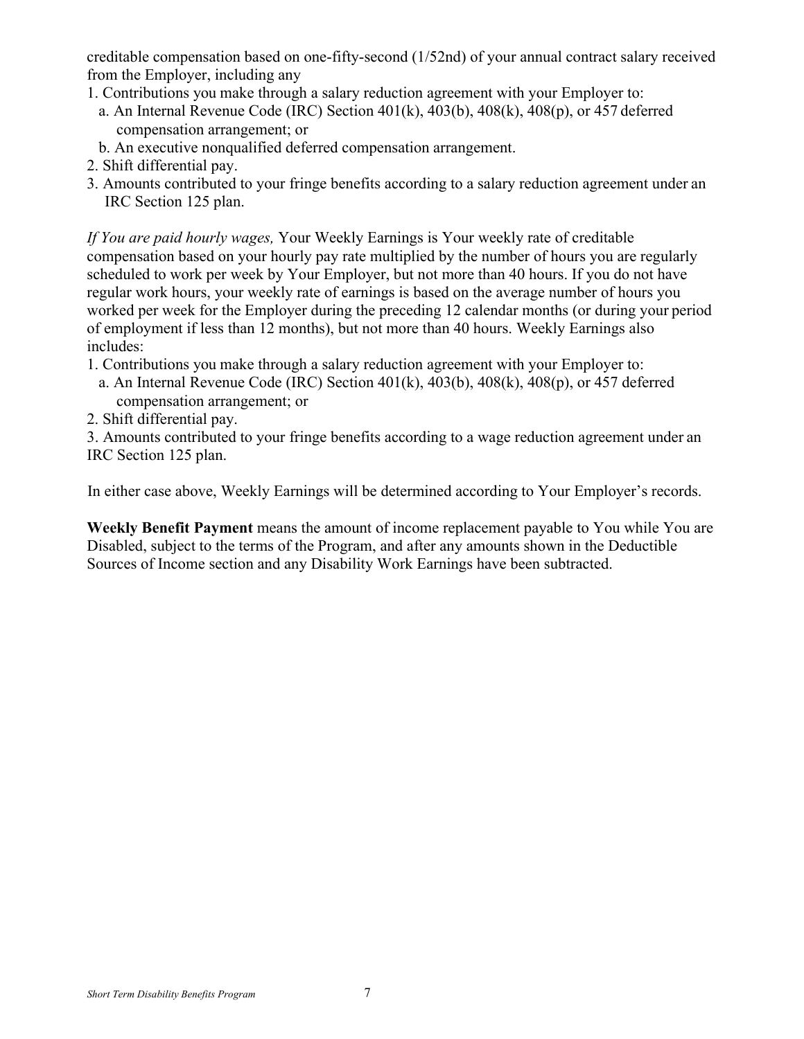creditable compensation based on one-fifty-second (1/52nd) of your annual contract salary received from the Employer, including any

1. Contributions you make through a salary reduction agreement with your Employer to:
   a. An Internal Revenue Code (IRC) Section 401(k), 403(b), 408(k), 408(p), or 457 deferred compensation arrangement; or
   b. An executive nonqualified deferred compensation arrangement.
2. Shift differential pay.
3. Amounts contributed to your fringe benefits according to a salary reduction agreement under an IRC Section 125 plan.

*If You are paid hourly wages,* Your Weekly Earnings is Your weekly rate of creditable compensation based on your hourly pay rate multiplied by the number of hours you are regularly scheduled to work per week by Your Employer, but not more than 40 hours. If you do not have regular work hours, your weekly rate of earnings is based on the average number of hours you worked per week for the Employer during the preceding 12 calendar months (or during your period of employment if less than 12 months), but not more than 40 hours. Weekly Earnings also includes:

1. Contributions you make through a salary reduction agreement with your Employer to:
   a. An Internal Revenue Code (IRC) Section 401(k), 403(b), 408(k), 408(p), or 457 deferred compensation arrangement; or
2. Shift differential pay.
3. Amounts contributed to your fringe benefits according to a wage reduction agreement under an IRC Section 125 plan.

In either case above, Weekly Earnings will be determined according to Your Employer's records.

**Weekly Benefit Payment** means the amount of income replacement payable to You while You are Disabled, subject to the terms of the Program, and after any amounts shown in the Deductible Sources of Income section and any Disability Work Earnings have been subtracted.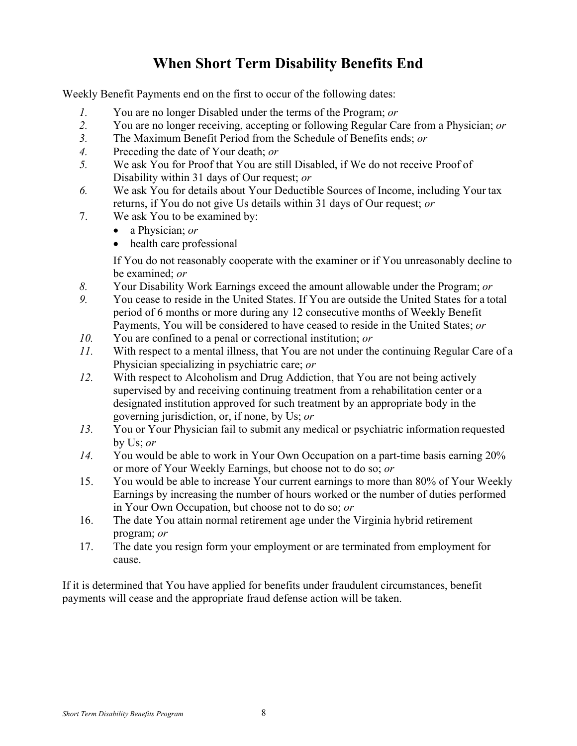# When Short Term Disability Benefits End

Weekly Benefit Payments end on the first to occur of the following dates:

1. You are no longer Disabled under the terms of the Program; *or*
2. You are no longer receiving, accepting or following Regular Care from a Physician; *or*
3. The Maximum Benefit Period from the Schedule of Benefits ends; *or*
4. Preceding the date of Your death; *or*
5. We ask You for Proof that You are still Disabled, if We do not receive Proof of Disability within 31 days of Our request; *or*
6. We ask You for details about Your Deductible Sources of Income, including Your tax returns, if You do not give Us details within 31 days of Our request; *or*
7. We ask You to be examined by:
   - a Physician; *or*
   - health care professional

   If You do not reasonably cooperate with the examiner or if You unreasonably decline to be examined; *or*
8. Your Disability Work Earnings exceed the amount allowable under the Program; *or*
9. You cease to reside in the United States. If You are outside the United States for a total period of 6 months or more during any 12 consecutive months of Weekly Benefit Payments, You will be considered to have ceased to reside in the United States; *or*
10. You are confined to a penal or correctional institution; *or*
11. With respect to a mental illness, that You are not under the continuing Regular Care of a Physician specializing in psychiatric care; *or*
12. With respect to Alcoholism and Drug Addiction, that You are not being actively supervised by and receiving continuing treatment from a rehabilitation center or a designated institution approved for such treatment by an appropriate body in the governing jurisdiction, or, if none, by Us; *or*
13. You or Your Physician fail to submit any medical or psychiatric information requested by Us; *or*
14. You would be able to work in Your Own Occupation on a part-time basis earning 20% or more of Your Weekly Earnings, but choose not to do so; *or*
15. You would be able to increase Your current earnings to more than 80% of Your Weekly Earnings by increasing the number of hours worked or the number of duties performed in Your Own Occupation, but choose not to do so; *or*
16. The date You attain normal retirement age under the Virginia hybrid retirement program; *or*
17. The date you resign form your employment or are terminated from employment for cause.

If it is determined that You have applied for benefits under fraudulent circumstances, benefit payments will cease and the appropriate fraud defense action will be taken.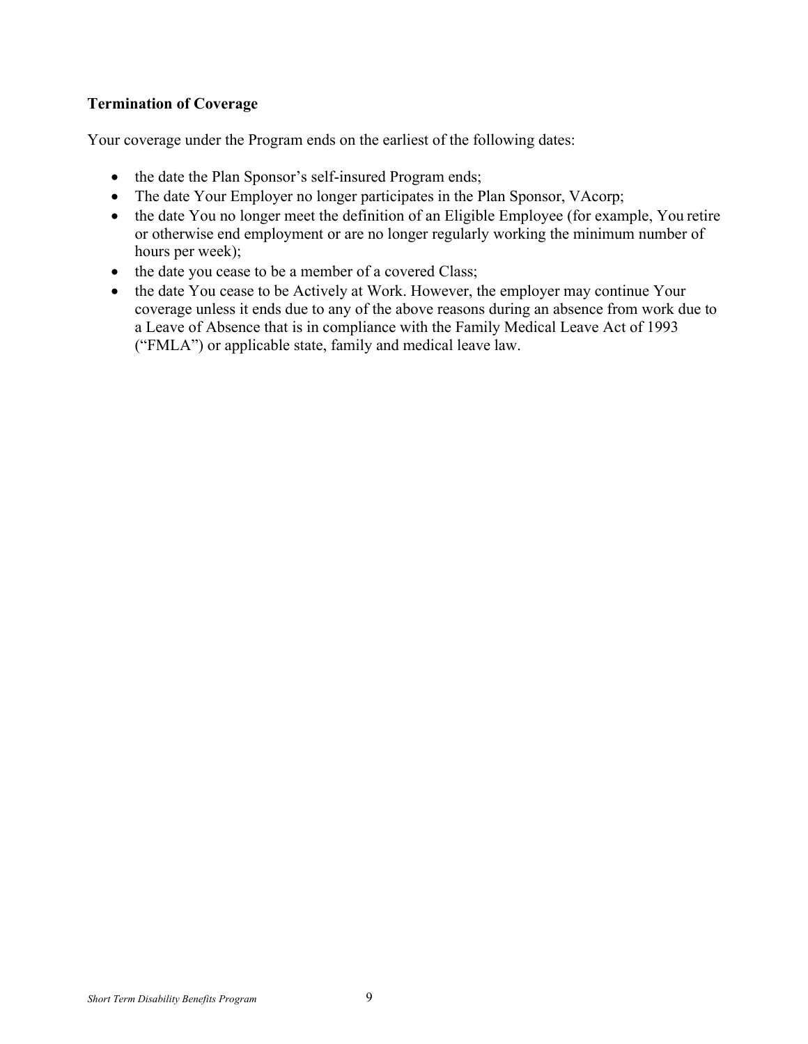**Termination of Coverage**

Your coverage under the Program ends on the earliest of the following dates:

- the date the Plan Sponsor's self-insured Program ends;
- The date Your Employer no longer participates in the Plan Sponsor, VAcorp;
- the date You no longer meet the definition of an Eligible Employee (for example, You retire or otherwise end employment or are no longer regularly working the minimum number of hours per week);
- the date you cease to be a member of a covered Class;
- the date You cease to be Actively at Work. However, the employer may continue Your coverage unless it ends due to any of the above reasons during an absence from work due to a Leave of Absence that is in compliance with the Family Medical Leave Act of 1993 ("FMLA") or applicable state, family and medical leave law.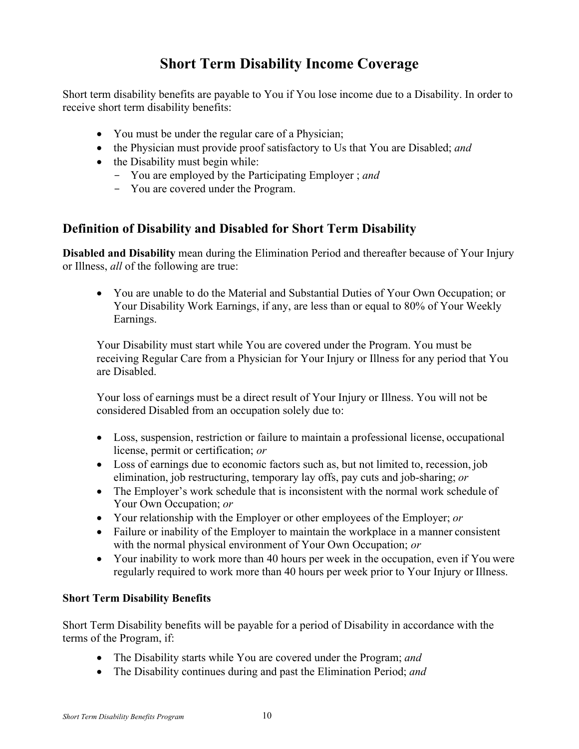# Short Term Disability Income Coverage

Short term disability benefits are payable to You if You lose income due to a Disability. In order to receive short term disability benefits:

- You must be under the regular care of a Physician;
- the Physician must provide proof satisfactory to Us that You are Disabled; *and*
- the Disability must begin while:
  - You are employed by the Participating Employer ; *and*
  - You are covered under the Program.

## Definition of Disability and Disabled for Short Term Disability

**Disabled and Disability** mean during the Elimination Period and thereafter because of Your Injury or Illness, *all* of the following are true:

- You are unable to do the Material and Substantial Duties of Your Own Occupation; or Your Disability Work Earnings, if any, are less than or equal to 80% of Your Weekly Earnings.

Your Disability must start while You are covered under the Program. You must be receiving Regular Care from a Physician for Your Injury or Illness for any period that You are Disabled.

Your loss of earnings must be a direct result of Your Injury or Illness. You will not be considered Disabled from an occupation solely due to:

- Loss, suspension, restriction or failure to maintain a professional license, occupational license, permit or certification; *or*
- Loss of earnings due to economic factors such as, but not limited to, recession, job elimination, job restructuring, temporary lay offs, pay cuts and job-sharing; *or*
- The Employer's work schedule that is inconsistent with the normal work schedule of Your Own Occupation; *or*
- Your relationship with the Employer or other employees of the Employer; *or*
- Failure or inability of the Employer to maintain the workplace in a manner consistent with the normal physical environment of Your Own Occupation; *or*
- Your inability to work more than 40 hours per week in the occupation, even if You were regularly required to work more than 40 hours per week prior to Your Injury or Illness.

### Short Term Disability Benefits

Short Term Disability benefits will be payable for a period of Disability in accordance with the terms of the Program, if:

- The Disability starts while You are covered under the Program; *and*
- The Disability continues during and past the Elimination Period; *and*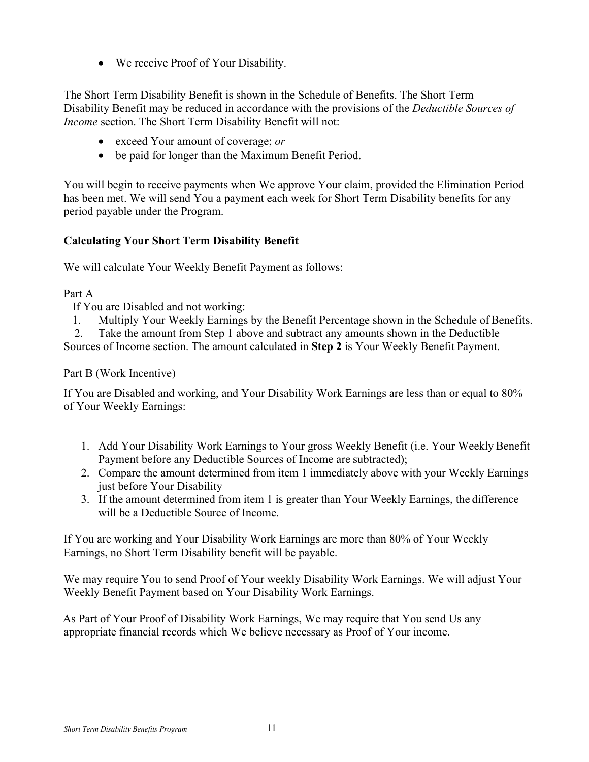- We receive Proof of Your Disability.

The Short Term Disability Benefit is shown in the Schedule of Benefits. The Short Term Disability Benefit may be reduced in accordance with the provisions of the *Deductible Sources of Income* section. The Short Term Disability Benefit will not:

- exceed Your amount of coverage; *or*
- be paid for longer than the Maximum Benefit Period.

You will begin to receive payments when We approve Your claim, provided the Elimination Period has been met. We will send You a payment each week for Short Term Disability benefits for any period payable under the Program.

**Calculating Your Short Term Disability Benefit**

We will calculate Your Weekly Benefit Payment as follows:

Part A

If You are Disabled and not working:

1. Multiply Your Weekly Earnings by the Benefit Percentage shown in the Schedule of Benefits.
2. Take the amount from Step 1 above and subtract any amounts shown in the Deductible Sources of Income section. The amount calculated in **Step 2** is Your Weekly Benefit Payment.

Part B (Work Incentive)

If You are Disabled and working, and Your Disability Work Earnings are less than or equal to 80% of Your Weekly Earnings:

1. Add Your Disability Work Earnings to Your gross Weekly Benefit (i.e. Your Weekly Benefit Payment before any Deductible Sources of Income are subtracted);
2. Compare the amount determined from item 1 immediately above with your Weekly Earnings just before Your Disability
3. If the amount determined from item 1 is greater than Your Weekly Earnings, the difference will be a Deductible Source of Income.

If You are working and Your Disability Work Earnings are more than 80% of Your Weekly Earnings, no Short Term Disability benefit will be payable.

We may require You to send Proof of Your weekly Disability Work Earnings. We will adjust Your Weekly Benefit Payment based on Your Disability Work Earnings.

As Part of Your Proof of Disability Work Earnings, We may require that You send Us any appropriate financial records which We believe necessary as Proof of Your income.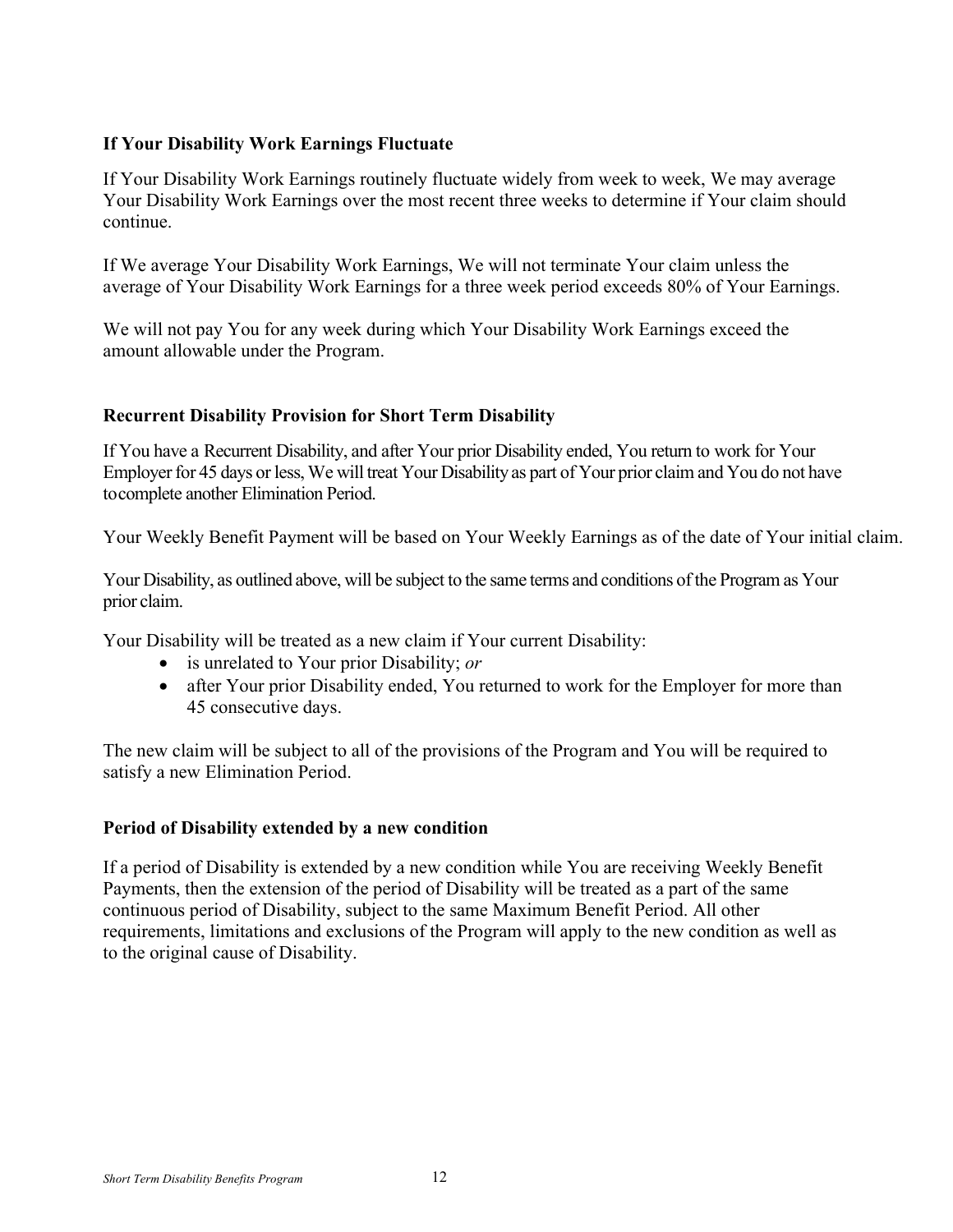### If Your Disability Work Earnings Fluctuate

If Your Disability Work Earnings routinely fluctuate widely from week to week, We may average Your Disability Work Earnings over the most recent three weeks to determine if Your claim should continue.

If We average Your Disability Work Earnings, We will not terminate Your claim unless the average of Your Disability Work Earnings for a three week period exceeds 80% of Your Earnings.

We will not pay You for any week during which Your Disability Work Earnings exceed the amount allowable under the Program.

### Recurrent Disability Provision for Short Term Disability

If You have a Recurrent Disability, and after Your prior Disability ended, You return to work for Your Employer for 45 days or less, We will treat Your Disability as part of Your prior claim and You do not have to complete another Elimination Period.

Your Weekly Benefit Payment will be based on Your Weekly Earnings as of the date of Your initial claim.

Your Disability, as outlined above, will be subject to the same terms and conditions of the Program as Your prior claim.

Your Disability will be treated as a new claim if Your current Disability:

- is unrelated to Your prior Disability; *or*
- after Your prior Disability ended, You returned to work for the Employer for more than 45 consecutive days.

The new claim will be subject to all of the provisions of the Program and You will be required to satisfy a new Elimination Period.

### Period of Disability extended by a new condition

If a period of Disability is extended by a new condition while You are receiving Weekly Benefit Payments, then the extension of the period of Disability will be treated as a part of the same continuous period of Disability, subject to the same Maximum Benefit Period. All other requirements, limitations and exclusions of the Program will apply to the new condition as well as to the original cause of Disability.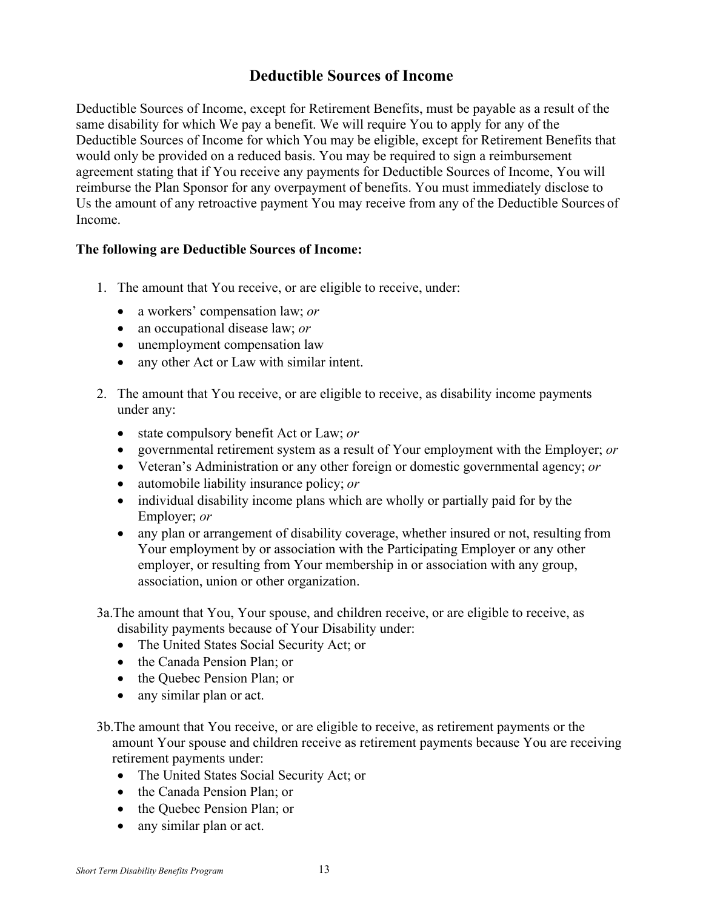## Deductible Sources of Income

Deductible Sources of Income, except for Retirement Benefits, must be payable as a result of the same disability for which We pay a benefit. We will require You to apply for any of the Deductible Sources of Income for which You may be eligible, except for Retirement Benefits that would only be provided on a reduced basis. You may be required to sign a reimbursement agreement stating that if You receive any payments for Deductible Sources of Income, You will reimburse the Plan Sponsor for any overpayment of benefits. You must immediately disclose to Us the amount of any retroactive payment You may receive from any of the Deductible Sources of Income.

**The following are Deductible Sources of Income:**

1. The amount that You receive, or are eligible to receive, under:
   - a workers' compensation law; *or*
   - an occupational disease law; *or*
   - unemployment compensation law
   - any other Act or Law with similar intent.

2. The amount that You receive, or are eligible to receive, as disability income payments under any:
   - state compulsory benefit Act or Law; *or*
   - governmental retirement system as a result of Your employment with the Employer; *or*
   - Veteran's Administration or any other foreign or domestic governmental agency; *or*
   - automobile liability insurance policy; *or*
   - individual disability income plans which are wholly or partially paid for by the Employer; *or*
   - any plan or arrangement of disability coverage, whether insured or not, resulting from Your employment by or association with the Participating Employer or any other employer, or resulting from Your membership in or association with any group, association, union or other organization.

3a. The amount that You, Your spouse, and children receive, or are eligible to receive, as disability payments because of Your Disability under:
   - The United States Social Security Act; or
   - the Canada Pension Plan; or
   - the Quebec Pension Plan; or
   - any similar plan or act.

3b. The amount that You receive, or are eligible to receive, as retirement payments or the amount Your spouse and children receive as retirement payments because You are receiving retirement payments under:
   - The United States Social Security Act; or
   - the Canada Pension Plan; or
   - the Quebec Pension Plan; or
   - any similar plan or act.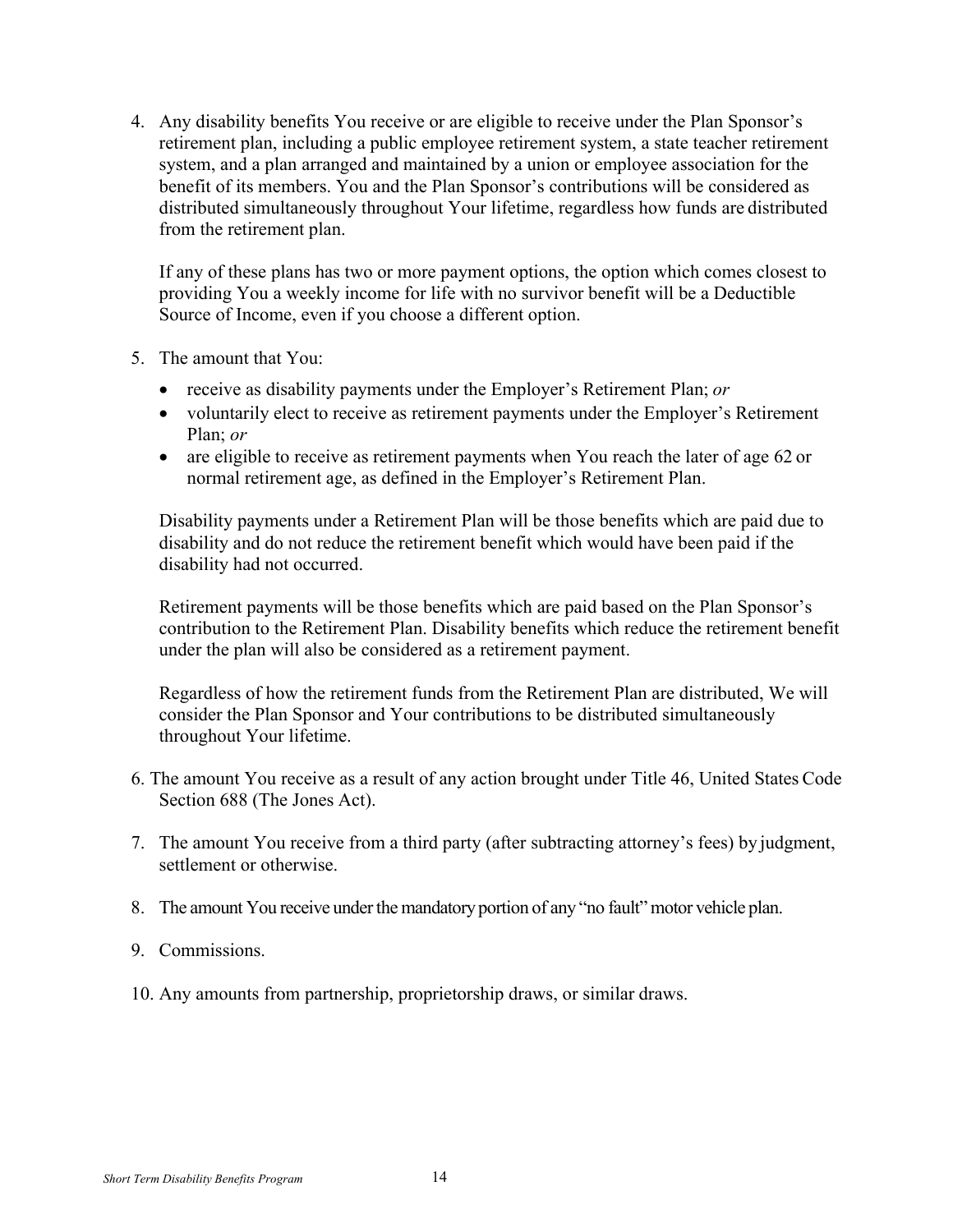4. Any disability benefits You receive or are eligible to receive under the Plan Sponsor's retirement plan, including a public employee retirement system, a state teacher retirement system, and a plan arranged and maintained by a union or employee association for the benefit of its members. You and the Plan Sponsor's contributions will be considered as distributed simultaneously throughout Your lifetime, regardless how funds are distributed from the retirement plan.

   If any of these plans has two or more payment options, the option which comes closest to providing You a weekly income for life with no survivor benefit will be a Deductible Source of Income, even if you choose a different option.

5. The amount that You:
   - receive as disability payments under the Employer's Retirement Plan; *or*
   - voluntarily elect to receive as retirement payments under the Employer's Retirement Plan; *or*
   - are eligible to receive as retirement payments when You reach the later of age 62 or normal retirement age, as defined in the Employer's Retirement Plan.

   Disability payments under a Retirement Plan will be those benefits which are paid due to disability and do not reduce the retirement benefit which would have been paid if the disability had not occurred.

   Retirement payments will be those benefits which are paid based on the Plan Sponsor's contribution to the Retirement Plan. Disability benefits which reduce the retirement benefit under the plan will also be considered as a retirement payment.

   Regardless of how the retirement funds from the Retirement Plan are distributed, We will consider the Plan Sponsor and Your contributions to be distributed simultaneously throughout Your lifetime.

6. The amount You receive as a result of any action brought under Title 46, United States Code Section 688 (The Jones Act).

7. The amount You receive from a third party (after subtracting attorney's fees) by judgment, settlement or otherwise.

8. The amount You receive under the mandatory portion of any "no fault" motor vehicle plan.

9. Commissions.

10. Any amounts from partnership, proprietorship draws, or similar draws.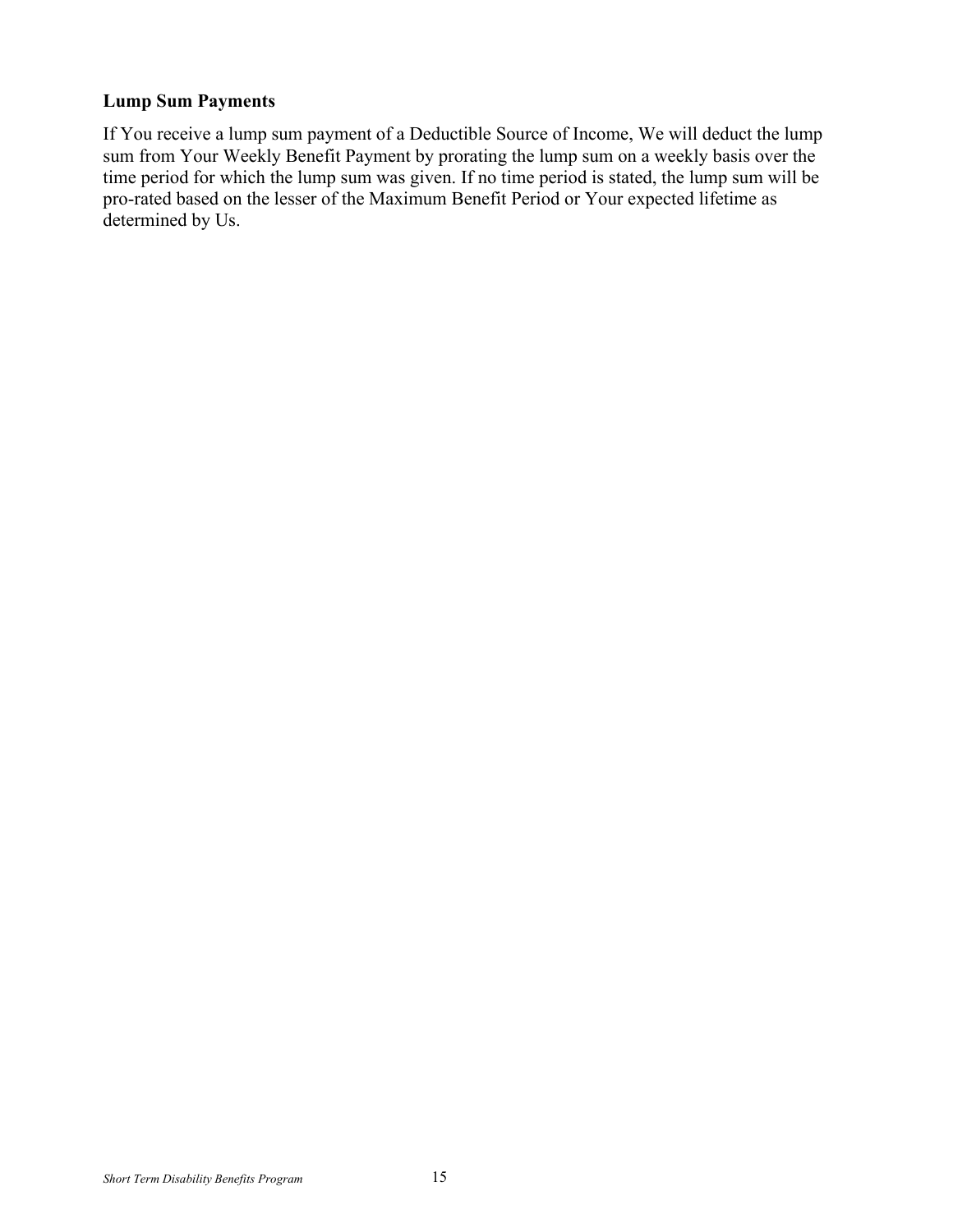### Lump Sum Payments

If You receive a lump sum payment of a Deductible Source of Income, We will deduct the lump sum from Your Weekly Benefit Payment by prorating the lump sum on a weekly basis over the time period for which the lump sum was given. If no time period is stated, the lump sum will be pro-rated based on the lesser of the Maximum Benefit Period or Your expected lifetime as determined by Us.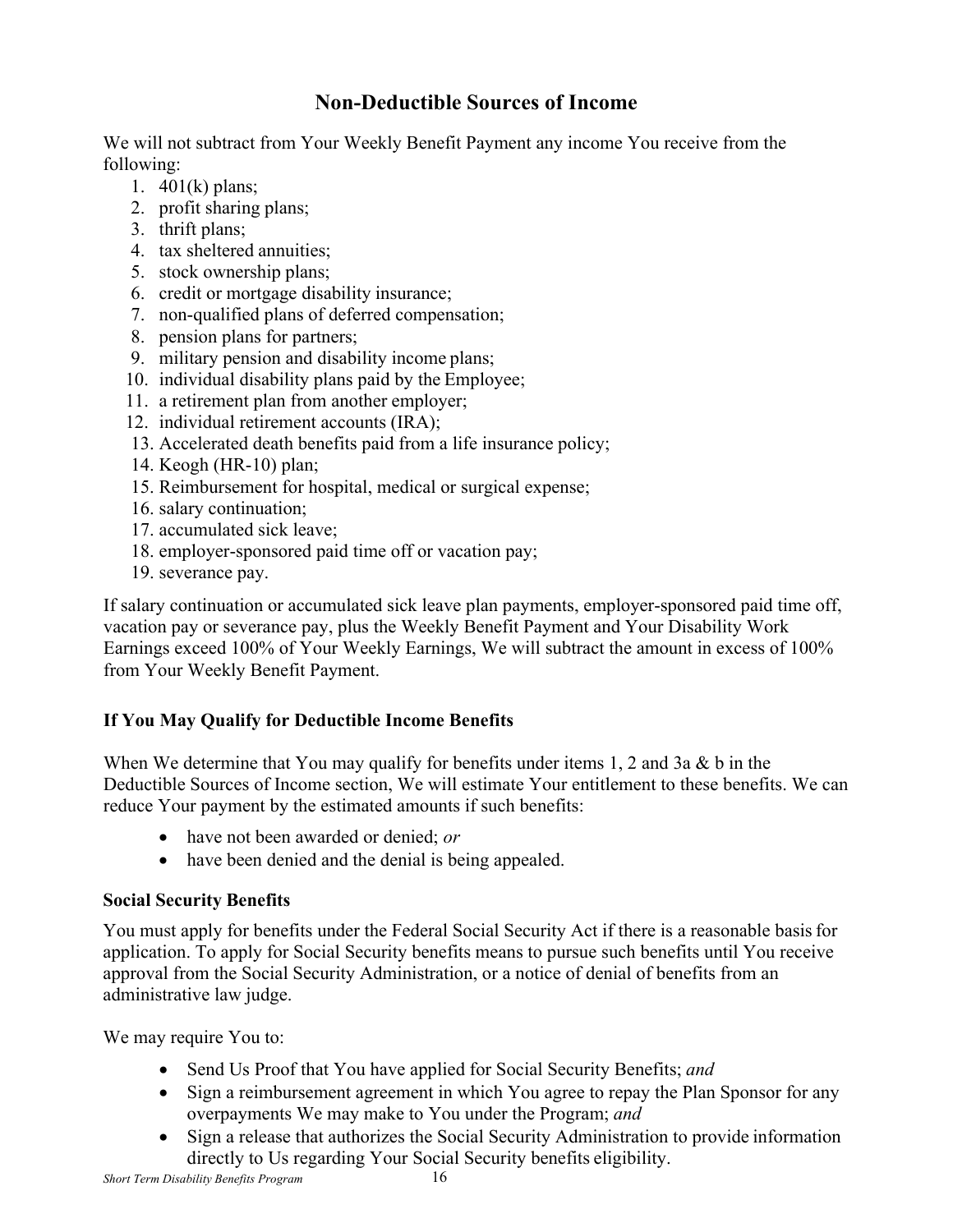## Non-Deductible Sources of Income

We will not subtract from Your Weekly Benefit Payment any income You receive from the following:

1. 401(k) plans;
2. profit sharing plans;
3. thrift plans;
4. tax sheltered annuities;
5. stock ownership plans;
6. credit or mortgage disability insurance;
7. non-qualified plans of deferred compensation;
8. pension plans for partners;
9. military pension and disability income plans;
10. individual disability plans paid by the Employee;
11. a retirement plan from another employer;
12. individual retirement accounts (IRA);
13. Accelerated death benefits paid from a life insurance policy;
14. Keogh (HR-10) plan;
15. Reimbursement for hospital, medical or surgical expense;
16. salary continuation;
17. accumulated sick leave;
18. employer-sponsored paid time off or vacation pay;
19. severance pay.

If salary continuation or accumulated sick leave plan payments, employer-sponsored paid time off, vacation pay or severance pay, plus the Weekly Benefit Payment and Your Disability Work Earnings exceed 100% of Your Weekly Earnings, We will subtract the amount in excess of 100% from Your Weekly Benefit Payment.

### If You May Qualify for Deductible Income Benefits

When We determine that You may qualify for benefits under items 1, 2 and 3a & b in the Deductible Sources of Income section, We will estimate Your entitlement to these benefits. We can reduce Your payment by the estimated amounts if such benefits:

- have not been awarded or denied; *or*
- have been denied and the denial is being appealed.

### Social Security Benefits

You must apply for benefits under the Federal Social Security Act if there is a reasonable basis for application. To apply for Social Security benefits means to pursue such benefits until You receive approval from the Social Security Administration, or a notice of denial of benefits from an administrative law judge.

We may require You to:

- Send Us Proof that You have applied for Social Security Benefits; *and*
- Sign a reimbursement agreement in which You agree to repay the Plan Sponsor for any overpayments We may make to You under the Program; *and*
- Sign a release that authorizes the Social Security Administration to provide information directly to Us regarding Your Social Security benefits eligibility.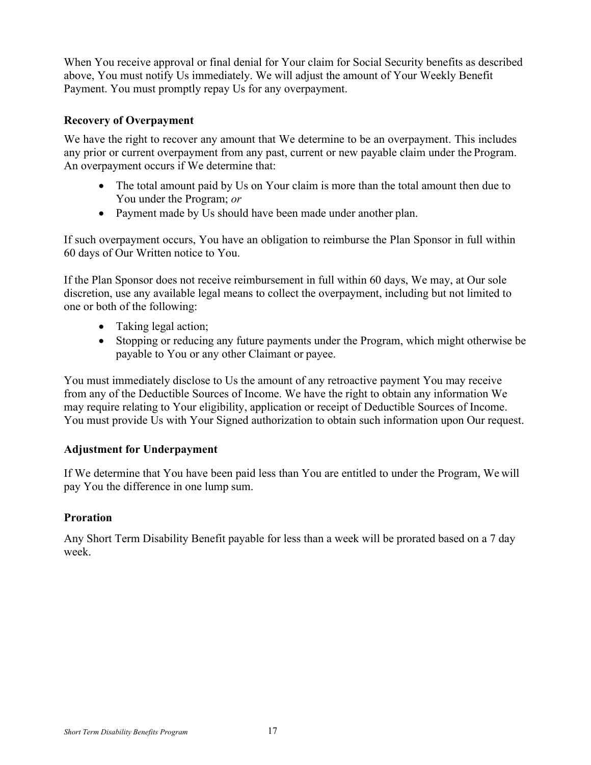When You receive approval or final denial for Your claim for Social Security benefits as described above, You must notify Us immediately. We will adjust the amount of Your Weekly Benefit Payment. You must promptly repay Us for any overpayment.

**Recovery of Overpayment**

We have the right to recover any amount that We determine to be an overpayment. This includes any prior or current overpayment from any past, current or new payable claim under the Program. An overpayment occurs if We determine that:

- The total amount paid by Us on Your claim is more than the total amount then due to You under the Program; *or*
- Payment made by Us should have been made under another plan.

If such overpayment occurs, You have an obligation to reimburse the Plan Sponsor in full within 60 days of Our Written notice to You.

If the Plan Sponsor does not receive reimbursement in full within 60 days, We may, at Our sole discretion, use any available legal means to collect the overpayment, including but not limited to one or both of the following:

- Taking legal action;
- Stopping or reducing any future payments under the Program, which might otherwise be payable to You or any other Claimant or payee.

You must immediately disclose to Us the amount of any retroactive payment You may receive from any of the Deductible Sources of Income. We have the right to obtain any information We may require relating to Your eligibility, application or receipt of Deductible Sources of Income. You must provide Us with Your Signed authorization to obtain such information upon Our request.

**Adjustment for Underpayment**

If We determine that You have been paid less than You are entitled to under the Program, We will pay You the difference in one lump sum.

**Proration**

Any Short Term Disability Benefit payable for less than a week will be prorated based on a 7 day week.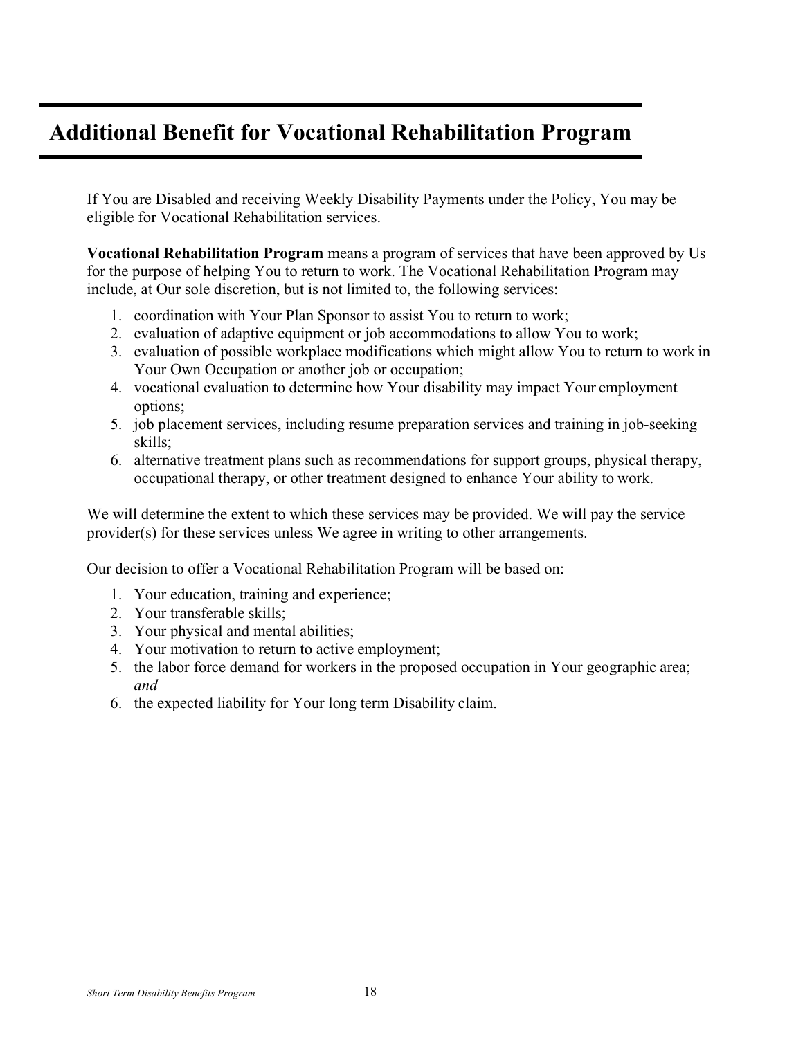# Additional Benefit for Vocational Rehabilitation Program

If You are Disabled and receiving Weekly Disability Payments under the Policy, You may be eligible for Vocational Rehabilitation services.

**Vocational Rehabilitation Program** means a program of services that have been approved by Us for the purpose of helping You to return to work. The Vocational Rehabilitation Program may include, at Our sole discretion, but is not limited to, the following services:

1. coordination with Your Plan Sponsor to assist You to return to work;
2. evaluation of adaptive equipment or job accommodations to allow You to work;
3. evaluation of possible workplace modifications which might allow You to return to work in Your Own Occupation or another job or occupation;
4. vocational evaluation to determine how Your disability may impact Your employment options;
5. job placement services, including resume preparation services and training in job-seeking skills;
6. alternative treatment plans such as recommendations for support groups, physical therapy, occupational therapy, or other treatment designed to enhance Your ability to work.

We will determine the extent to which these services may be provided. We will pay the service provider(s) for these services unless We agree in writing to other arrangements.

Our decision to offer a Vocational Rehabilitation Program will be based on:

1. Your education, training and experience;
2. Your transferable skills;
3. Your physical and mental abilities;
4. Your motivation to return to active employment;
5. the labor force demand for workers in the proposed occupation in Your geographic area; *and*
6. the expected liability for Your long term Disability claim.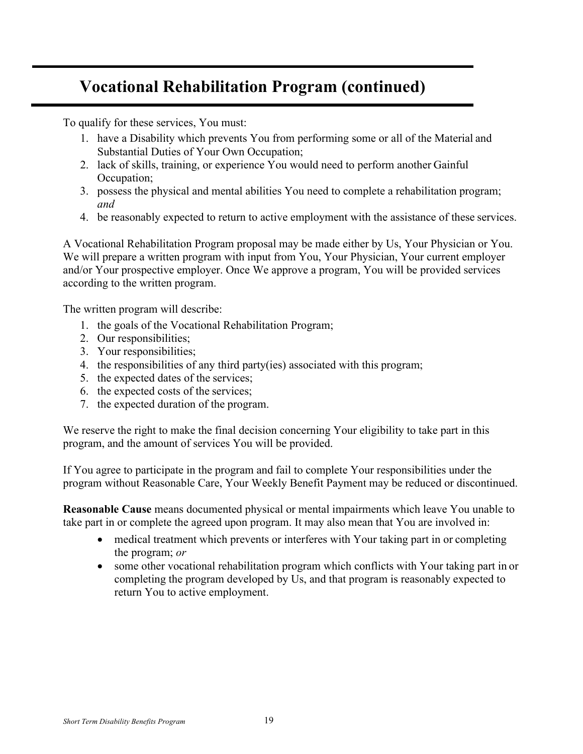# Vocational Rehabilitation Program (continued)

To qualify for these services, You must:

1. have a Disability which prevents You from performing some or all of the Material and Substantial Duties of Your Own Occupation;
2. lack of skills, training, or experience You would need to perform another Gainful Occupation;
3. possess the physical and mental abilities You need to complete a rehabilitation program; *and*
4. be reasonably expected to return to active employment with the assistance of these services.

A Vocational Rehabilitation Program proposal may be made either by Us, Your Physician or You. We will prepare a written program with input from You, Your Physician, Your current employer and/or Your prospective employer. Once We approve a program, You will be provided services according to the written program.

The written program will describe:

1. the goals of the Vocational Rehabilitation Program;
2. Our responsibilities;
3. Your responsibilities;
4. the responsibilities of any third party(ies) associated with this program;
5. the expected dates of the services;
6. the expected costs of the services;
7. the expected duration of the program.

We reserve the right to make the final decision concerning Your eligibility to take part in this program, and the amount of services You will be provided.

If You agree to participate in the program and fail to complete Your responsibilities under the program without Reasonable Care, Your Weekly Benefit Payment may be reduced or discontinued.

**Reasonable Cause** means documented physical or mental impairments which leave You unable to take part in or complete the agreed upon program. It may also mean that You are involved in:

- medical treatment which prevents or interferes with Your taking part in or completing the program; *or*
- some other vocational rehabilitation program which conflicts with Your taking part in or completing the program developed by Us, and that program is reasonably expected to return You to active employment.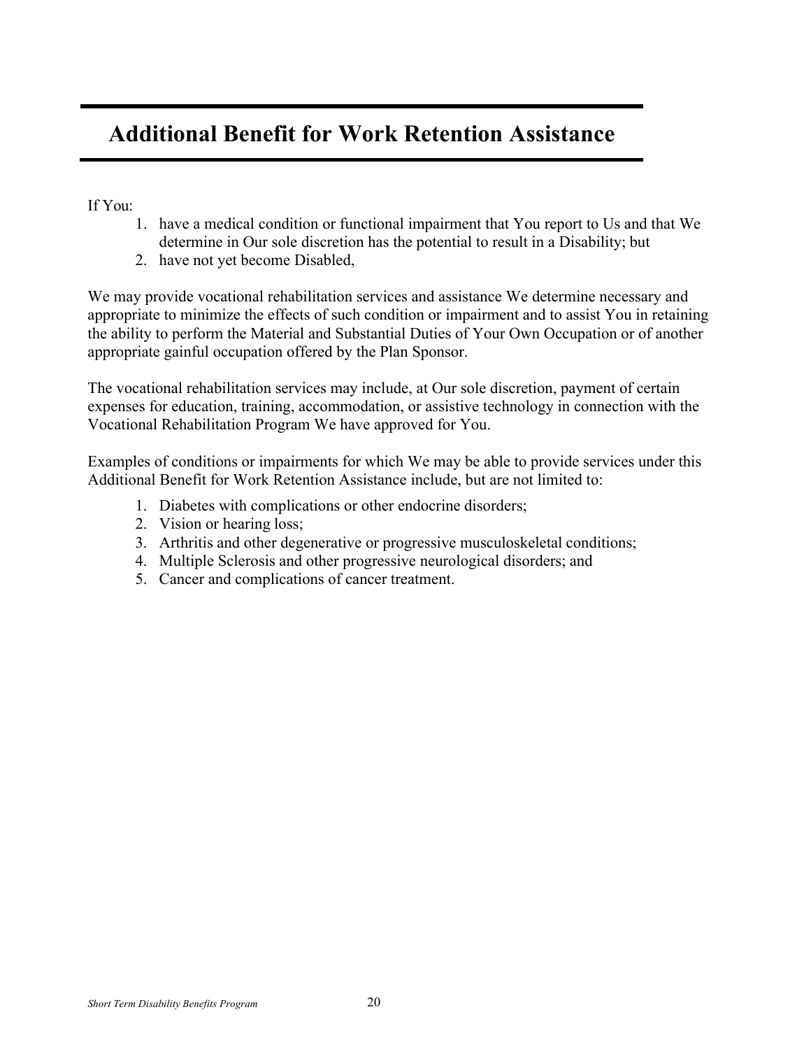# Additional Benefit for Work Retention Assistance

If You:

1. have a medical condition or functional impairment that You report to Us and that We determine in Our sole discretion has the potential to result in a Disability; but
2. have not yet become Disabled,

We may provide vocational rehabilitation services and assistance We determine necessary and appropriate to minimize the effects of such condition or impairment and to assist You in retaining the ability to perform the Material and Substantial Duties of Your Own Occupation or of another appropriate gainful occupation offered by the Plan Sponsor.

The vocational rehabilitation services may include, at Our sole discretion, payment of certain expenses for education, training, accommodation, or assistive technology in connection with the Vocational Rehabilitation Program We have approved for You.

Examples of conditions or impairments for which We may be able to provide services under this Additional Benefit for Work Retention Assistance include, but are not limited to:

1. Diabetes with complications or other endocrine disorders;
2. Vision or hearing loss;
3. Arthritis and other degenerative or progressive musculoskeletal conditions;
4. Multiple Sclerosis and other progressive neurological disorders; and
5. Cancer and complications of cancer treatment.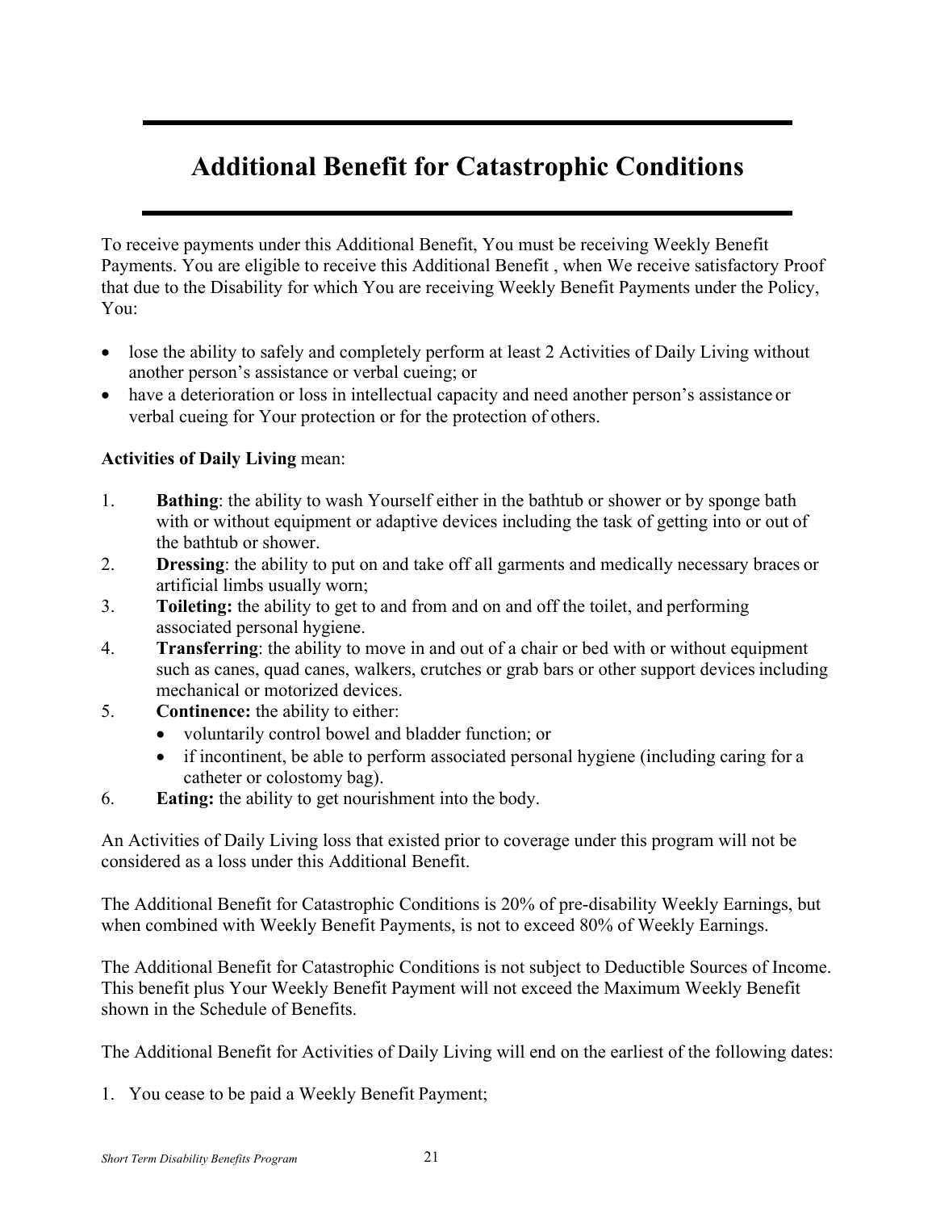# Additional Benefit for Catastrophic Conditions

To receive payments under this Additional Benefit, You must be receiving Weekly Benefit Payments. You are eligible to receive this Additional Benefit , when We receive satisfactory Proof that due to the Disability for which You are receiving Weekly Benefit Payments under the Policy, You:

- lose the ability to safely and completely perform at least 2 Activities of Daily Living without another person's assistance or verbal cueing; or
- have a deterioration or loss in intellectual capacity and need another person's assistance or verbal cueing for Your protection or for the protection of others.

**Activities of Daily Living** mean:

1. **Bathing**: the ability to wash Yourself either in the bathtub or shower or by sponge bath with or without equipment or adaptive devices including the task of getting into or out of the bathtub or shower.
2. **Dressing**: the ability to put on and take off all garments and medically necessary braces or artificial limbs usually worn;
3. **Toileting:** the ability to get to and from and on and off the toilet, and performing associated personal hygiene.
4. **Transferring**: the ability to move in and out of a chair or bed with or without equipment such as canes, quad canes, walkers, crutches or grab bars or other support devices including mechanical or motorized devices.
5. **Continence:** the ability to either:
   - voluntarily control bowel and bladder function; or
   - if incontinent, be able to perform associated personal hygiene (including caring for a catheter or colostomy bag).
6. **Eating:** the ability to get nourishment into the body.

An Activities of Daily Living loss that existed prior to coverage under this program will not be considered as a loss under this Additional Benefit.

The Additional Benefit for Catastrophic Conditions is 20% of pre-disability Weekly Earnings, but when combined with Weekly Benefit Payments, is not to exceed 80% of Weekly Earnings.

The Additional Benefit for Catastrophic Conditions is not subject to Deductible Sources of Income. This benefit plus Your Weekly Benefit Payment will not exceed the Maximum Weekly Benefit shown in the Schedule of Benefits.

The Additional Benefit for Activities of Daily Living will end on the earliest of the following dates:

1. You cease to be paid a Weekly Benefit Payment;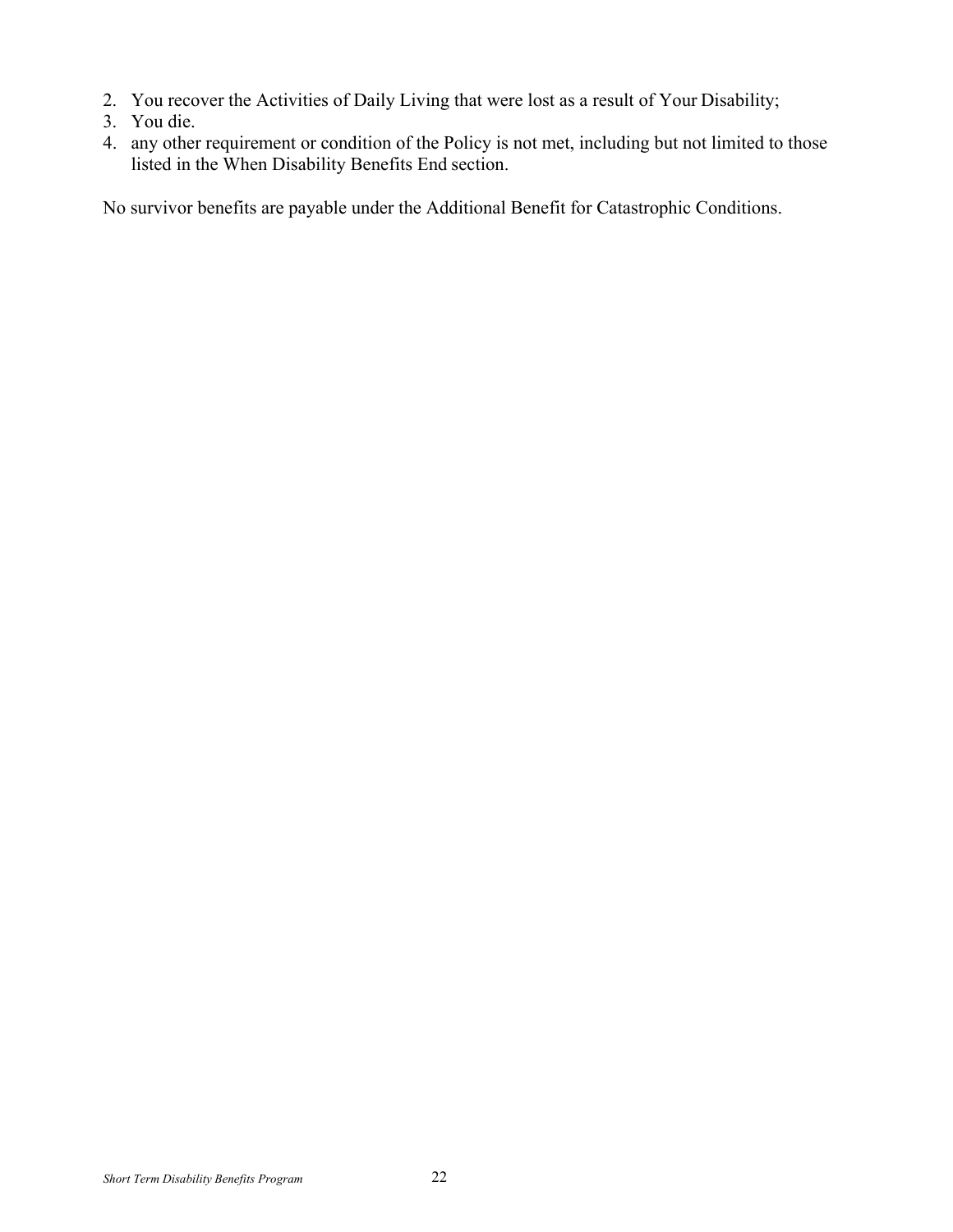2. You recover the Activities of Daily Living that were lost as a result of Your Disability;
3. You die.
4. any other requirement or condition of the Policy is not met, including but not limited to those listed in the When Disability Benefits End section.

No survivor benefits are payable under the Additional Benefit for Catastrophic Conditions.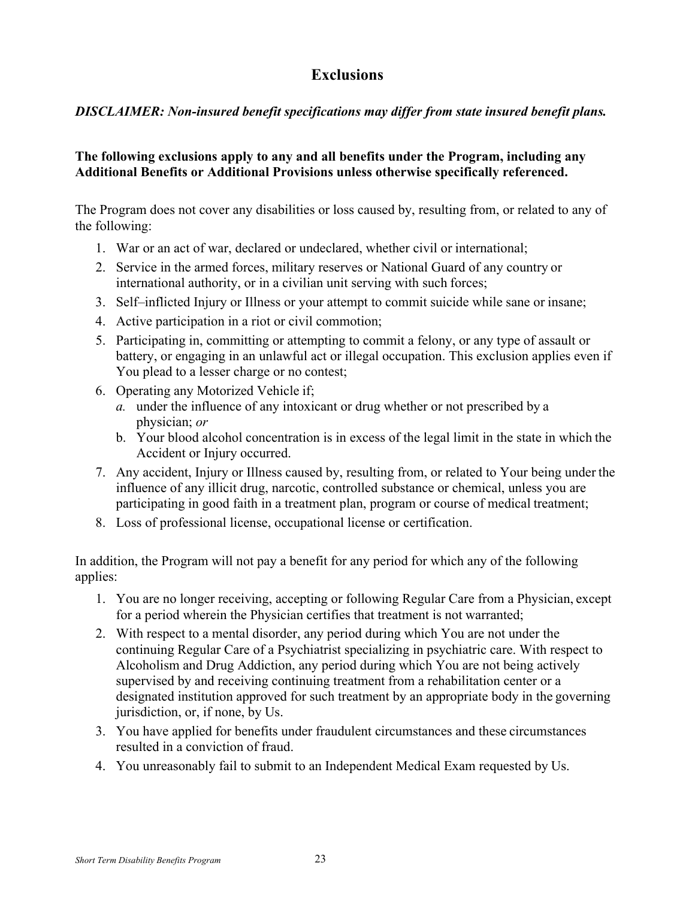# Exclusions

***DISCLAIMER: Non-insured benefit specifications may differ from state insured benefit plans.***

**The following exclusions apply to any and all benefits under the Program, including any Additional Benefits or Additional Provisions unless otherwise specifically referenced.**

The Program does not cover any disabilities or loss caused by, resulting from, or related to any of the following:

1. War or an act of war, declared or undeclared, whether civil or international;
2. Service in the armed forces, military reserves or National Guard of any country or international authority, or in a civilian unit serving with such forces;
3. Self–inflicted Injury or Illness or your attempt to commit suicide while sane or insane;
4. Active participation in a riot or civil commotion;
5. Participating in, committing or attempting to commit a felony, or any type of assault or battery, or engaging in an unlawful act or illegal occupation. This exclusion applies even if You plead to a lesser charge or no contest;
6. Operating any Motorized Vehicle if;
   *a.* under the influence of any intoxicant or drug whether or not prescribed by a physician; *or*
   b. Your blood alcohol concentration is in excess of the legal limit in the state in which the Accident or Injury occurred.
7. Any accident, Injury or Illness caused by, resulting from, or related to Your being under the influence of any illicit drug, narcotic, controlled substance or chemical, unless you are participating in good faith in a treatment plan, program or course of medical treatment;
8. Loss of professional license, occupational license or certification.

In addition, the Program will not pay a benefit for any period for which any of the following applies:

1. You are no longer receiving, accepting or following Regular Care from a Physician, except for a period wherein the Physician certifies that treatment is not warranted;
2. With respect to a mental disorder, any period during which You are not under the continuing Regular Care of a Psychiatrist specializing in psychiatric care. With respect to Alcoholism and Drug Addiction, any period during which You are not being actively supervised by and receiving continuing treatment from a rehabilitation center or a designated institution approved for such treatment by an appropriate body in the governing jurisdiction, or, if none, by Us.
3. You have applied for benefits under fraudulent circumstances and these circumstances resulted in a conviction of fraud.
4. You unreasonably fail to submit to an Independent Medical Exam requested by Us.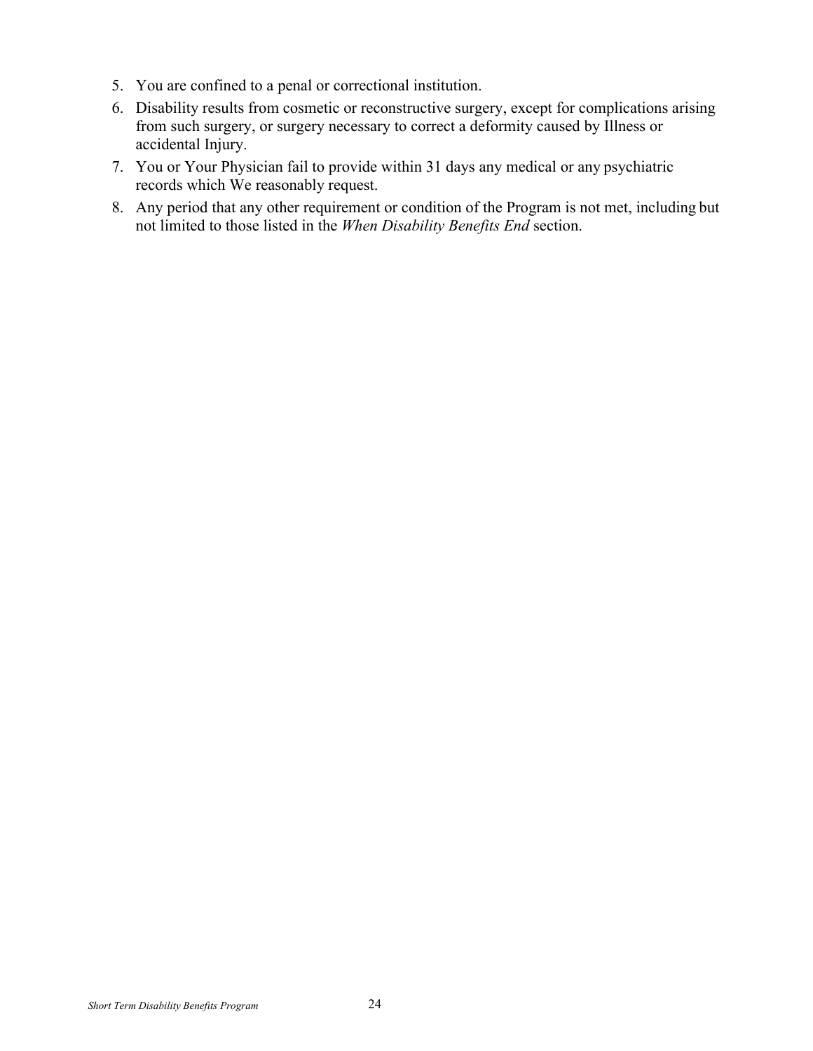5. You are confined to a penal or correctional institution.
6. Disability results from cosmetic or reconstructive surgery, except for complications arising from such surgery, or surgery necessary to correct a deformity caused by Illness or accidental Injury.
7. You or Your Physician fail to provide within 31 days any medical or any psychiatric records which We reasonably request.
8. Any period that any other requirement or condition of the Program is not met, including but not limited to those listed in the *When Disability Benefits End* section.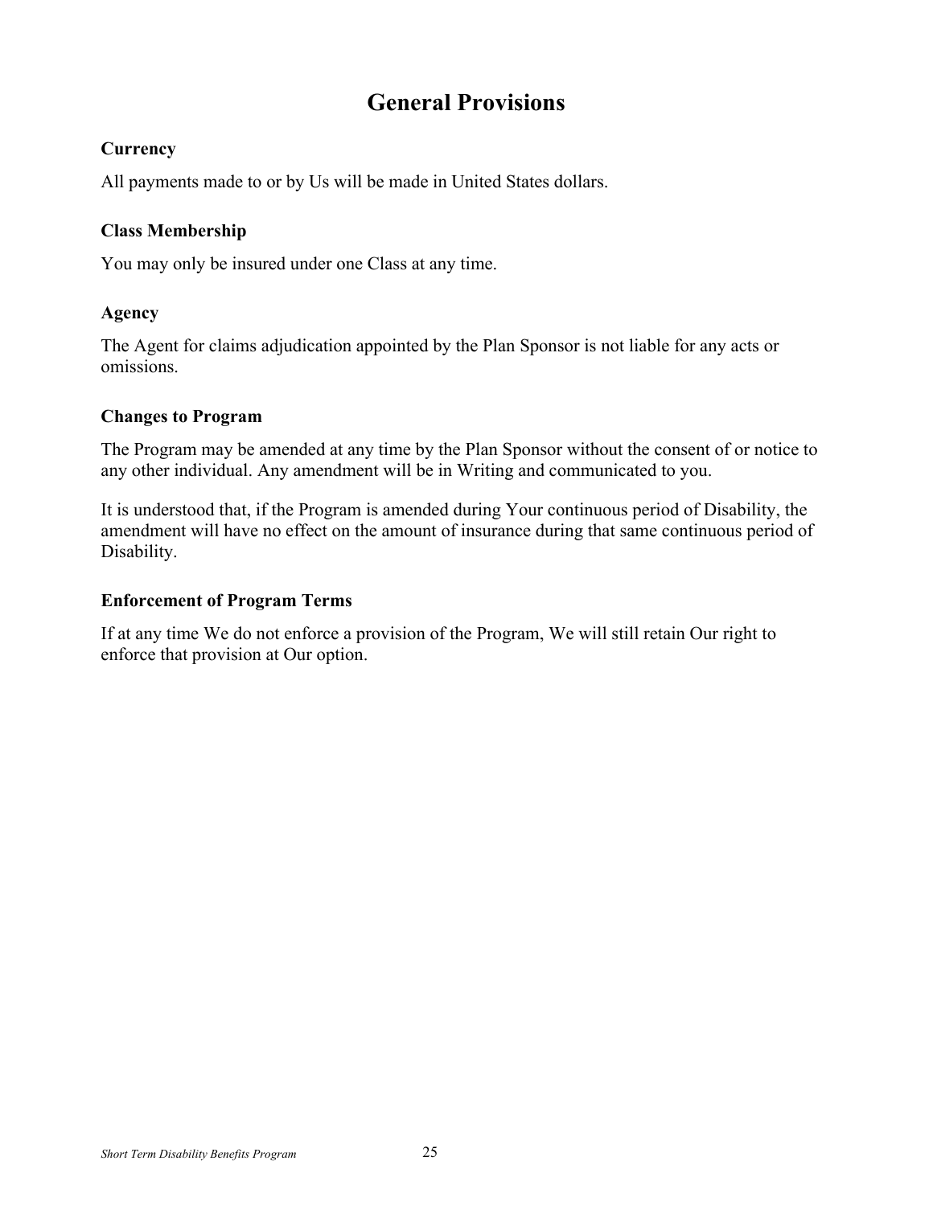# General Provisions

### Currency

All payments made to or by Us will be made in United States dollars.

### Class Membership

You may only be insured under one Class at any time.

### Agency

The Agent for claims adjudication appointed by the Plan Sponsor is not liable for any acts or omissions.

### Changes to Program

The Program may be amended at any time by the Plan Sponsor without the consent of or notice to any other individual. Any amendment will be in Writing and communicated to you.

It is understood that, if the Program is amended during Your continuous period of Disability, the amendment will have no effect on the amount of insurance during that same continuous period of Disability.

### Enforcement of Program Terms

If at any time We do not enforce a provision of the Program, We will still retain Our right to enforce that provision at Our option.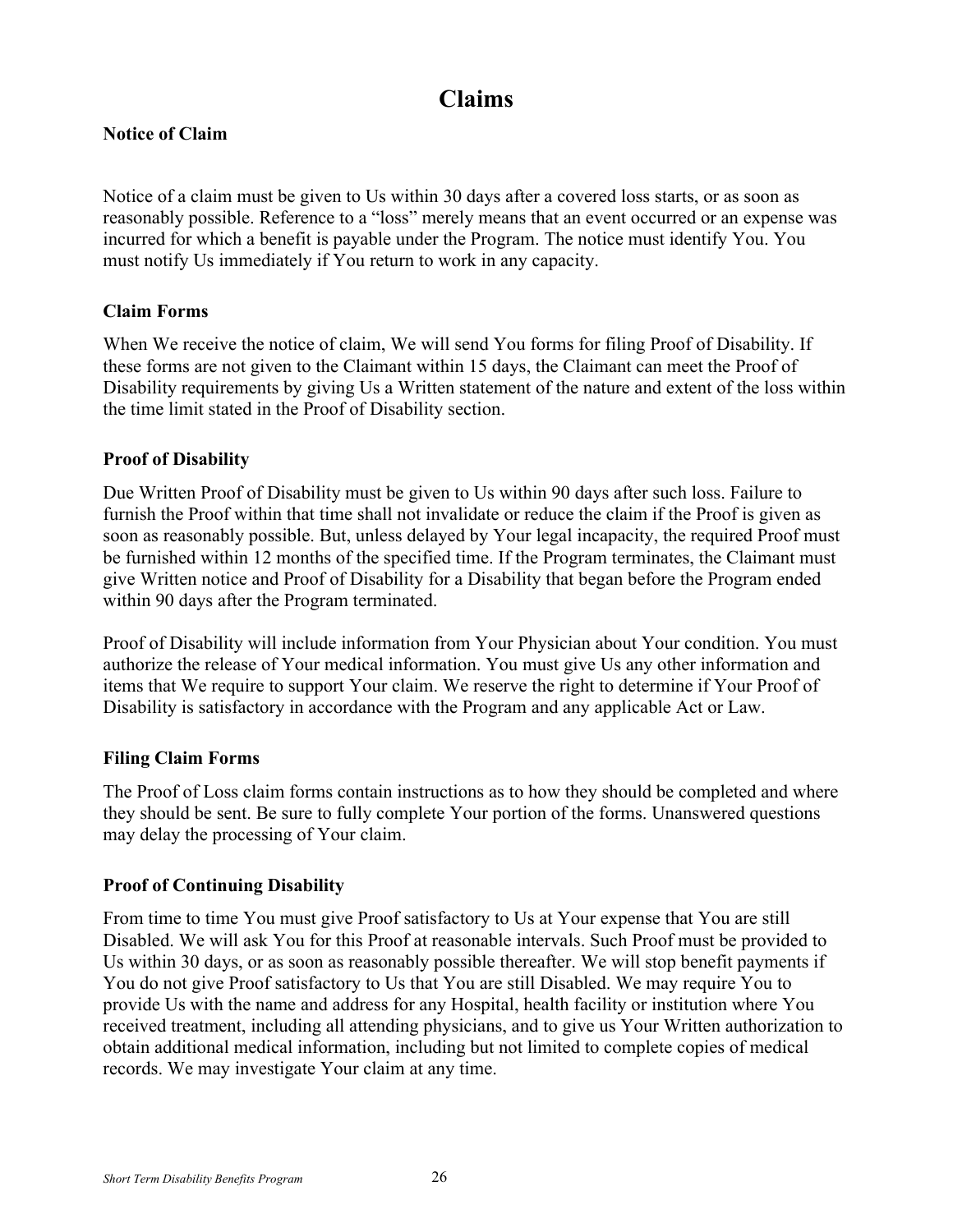# Claims

### Notice of Claim

Notice of a claim must be given to Us within 30 days after a covered loss starts, or as soon as reasonably possible. Reference to a "loss" merely means that an event occurred or an expense was incurred for which a benefit is payable under the Program. The notice must identify You. You must notify Us immediately if You return to work in any capacity.

### Claim Forms

When We receive the notice of claim, We will send You forms for filing Proof of Disability. If these forms are not given to the Claimant within 15 days, the Claimant can meet the Proof of Disability requirements by giving Us a Written statement of the nature and extent of the loss within the time limit stated in the Proof of Disability section.

### Proof of Disability

Due Written Proof of Disability must be given to Us within 90 days after such loss. Failure to furnish the Proof within that time shall not invalidate or reduce the claim if the Proof is given as soon as reasonably possible. But, unless delayed by Your legal incapacity, the required Proof must be furnished within 12 months of the specified time. If the Program terminates, the Claimant must give Written notice and Proof of Disability for a Disability that began before the Program ended within 90 days after the Program terminated.

Proof of Disability will include information from Your Physician about Your condition. You must authorize the release of Your medical information. You must give Us any other information and items that We require to support Your claim. We reserve the right to determine if Your Proof of Disability is satisfactory in accordance with the Program and any applicable Act or Law.

### Filing Claim Forms

The Proof of Loss claim forms contain instructions as to how they should be completed and where they should be sent. Be sure to fully complete Your portion of the forms. Unanswered questions may delay the processing of Your claim.

### Proof of Continuing Disability

From time to time You must give Proof satisfactory to Us at Your expense that You are still Disabled. We will ask You for this Proof at reasonable intervals. Such Proof must be provided to Us within 30 days, or as soon as reasonably possible thereafter. We will stop benefit payments if You do not give Proof satisfactory to Us that You are still Disabled. We may require You to provide Us with the name and address for any Hospital, health facility or institution where You received treatment, including all attending physicians, and to give us Your Written authorization to obtain additional medical information, including but not limited to complete copies of medical records. We may investigate Your claim at any time.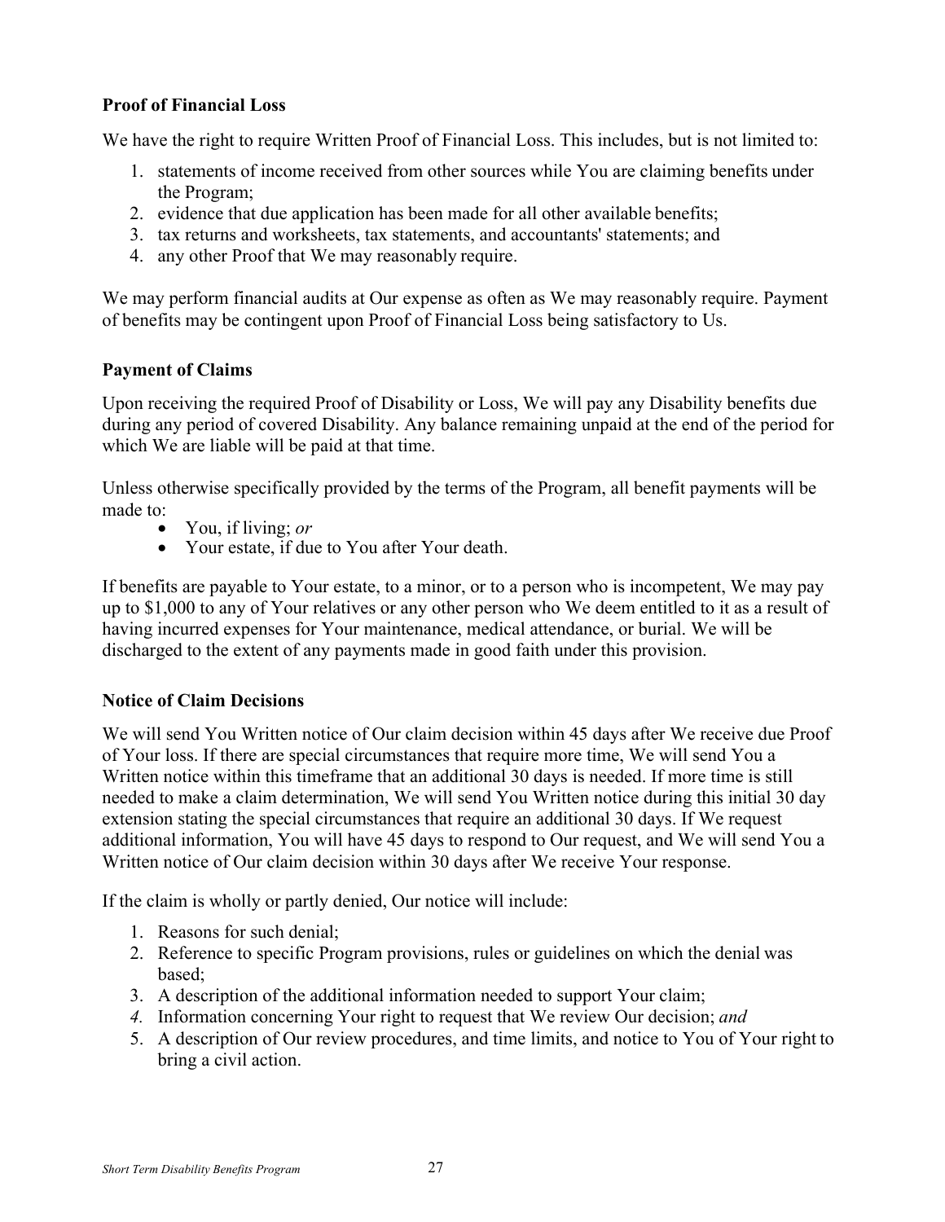### Proof of Financial Loss

We have the right to require Written Proof of Financial Loss. This includes, but is not limited to:

1. statements of income received from other sources while You are claiming benefits under the Program;
2. evidence that due application has been made for all other available benefits;
3. tax returns and worksheets, tax statements, and accountants' statements; and
4. any other Proof that We may reasonably require.

We may perform financial audits at Our expense as often as We may reasonably require. Payment of benefits may be contingent upon Proof of Financial Loss being satisfactory to Us.

### Payment of Claims

Upon receiving the required Proof of Disability or Loss, We will pay any Disability benefits due during any period of covered Disability. Any balance remaining unpaid at the end of the period for which We are liable will be paid at that time.

Unless otherwise specifically provided by the terms of the Program, all benefit payments will be made to:

- You, if living; *or*
- Your estate, if due to You after Your death.

If benefits are payable to Your estate, to a minor, or to a person who is incompetent, We may pay up to $1,000 to any of Your relatives or any other person who We deem entitled to it as a result of having incurred expenses for Your maintenance, medical attendance, or burial. We will be discharged to the extent of any payments made in good faith under this provision.

### Notice of Claim Decisions

We will send You Written notice of Our claim decision within 45 days after We receive due Proof of Your loss. If there are special circumstances that require more time, We will send You a Written notice within this timeframe that an additional 30 days is needed. If more time is still needed to make a claim determination, We will send You Written notice during this initial 30 day extension stating the special circumstances that require an additional 30 days. If We request additional information, You will have 45 days to respond to Our request, and We will send You a Written notice of Our claim decision within 30 days after We receive Your response.

If the claim is wholly or partly denied, Our notice will include:

1. Reasons for such denial;
2. Reference to specific Program provisions, rules or guidelines on which the denial was based;
3. A description of the additional information needed to support Your claim;
4. Information concerning Your right to request that We review Our decision; *and*
5. A description of Our review procedures, and time limits, and notice to You of Your right to bring a civil action.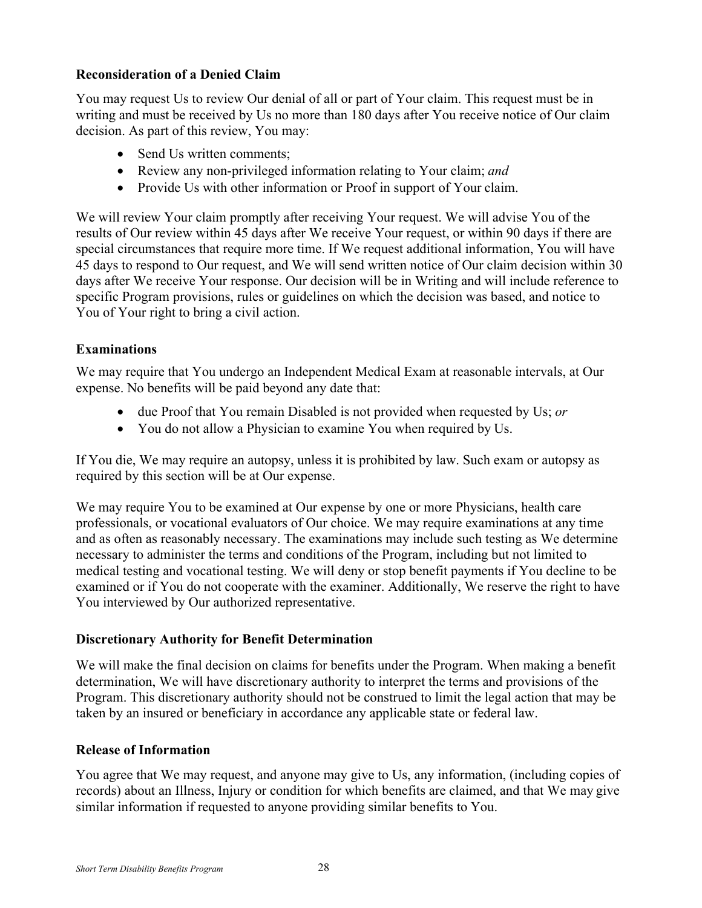**Reconsideration of a Denied Claim**

You may request Us to review Our denial of all or part of Your claim. This request must be in writing and must be received by Us no more than 180 days after You receive notice of Our claim decision. As part of this review, You may:

- Send Us written comments;
- Review any non-privileged information relating to Your claim; *and*
- Provide Us with other information or Proof in support of Your claim.

We will review Your claim promptly after receiving Your request. We will advise You of the results of Our review within 45 days after We receive Your request, or within 90 days if there are special circumstances that require more time. If We request additional information, You will have 45 days to respond to Our request, and We will send written notice of Our claim decision within 30 days after We receive Your response. Our decision will be in Writing and will include reference to specific Program provisions, rules or guidelines on which the decision was based, and notice to You of Your right to bring a civil action.

**Examinations**

We may require that You undergo an Independent Medical Exam at reasonable intervals, at Our expense. No benefits will be paid beyond any date that:

- due Proof that You remain Disabled is not provided when requested by Us; *or*
- You do not allow a Physician to examine You when required by Us.

If You die, We may require an autopsy, unless it is prohibited by law. Such exam or autopsy as required by this section will be at Our expense.

We may require You to be examined at Our expense by one or more Physicians, health care professionals, or vocational evaluators of Our choice. We may require examinations at any time and as often as reasonably necessary. The examinations may include such testing as We determine necessary to administer the terms and conditions of the Program, including but not limited to medical testing and vocational testing. We will deny or stop benefit payments if You decline to be examined or if You do not cooperate with the examiner. Additionally, We reserve the right to have You interviewed by Our authorized representative.

**Discretionary Authority for Benefit Determination**

We will make the final decision on claims for benefits under the Program. When making a benefit determination, We will have discretionary authority to interpret the terms and provisions of the Program. This discretionary authority should not be construed to limit the legal action that may be taken by an insured or beneficiary in accordance any applicable state or federal law.

**Release of Information**

You agree that We may request, and anyone may give to Us, any information, (including copies of records) about an Illness, Injury or condition for which benefits are claimed, and that We may give similar information if requested to anyone providing similar benefits to You.